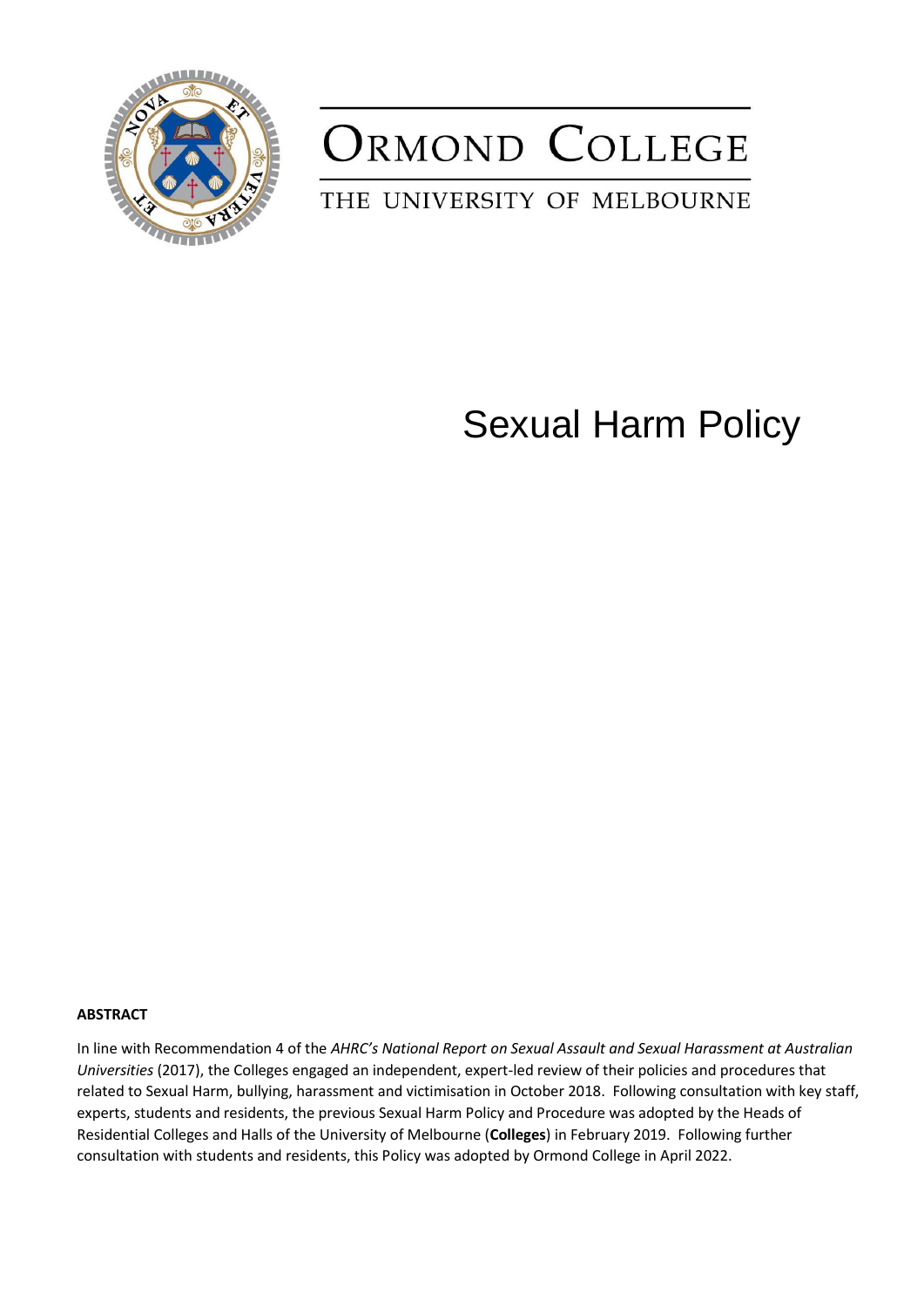# ORMOND COLLEGE

THE UNIVERSITY OF MELBOURNE

# Sexual Harm Policy

**ABSTRACT**

In line with Recommendation 4 of the *AHRC's National Report on Sexual Assault and Sexual Harassment at Australian Universities* (2017), the Colleges engaged an independent, expert-led review of their policies and procedures that related to Sexual Harm, bullying, harassment and victimisation in October 2018. Following consultation with key staff, experts, students and residents, the previous Sexual Harm Policy and Procedure was adopted by the Heads of Residential Colleges and Halls of the University of Melbourne (**Colleges**) in February 2019. Following further consultation with students and residents, this Policy was adopted by Ormond College in April 2022.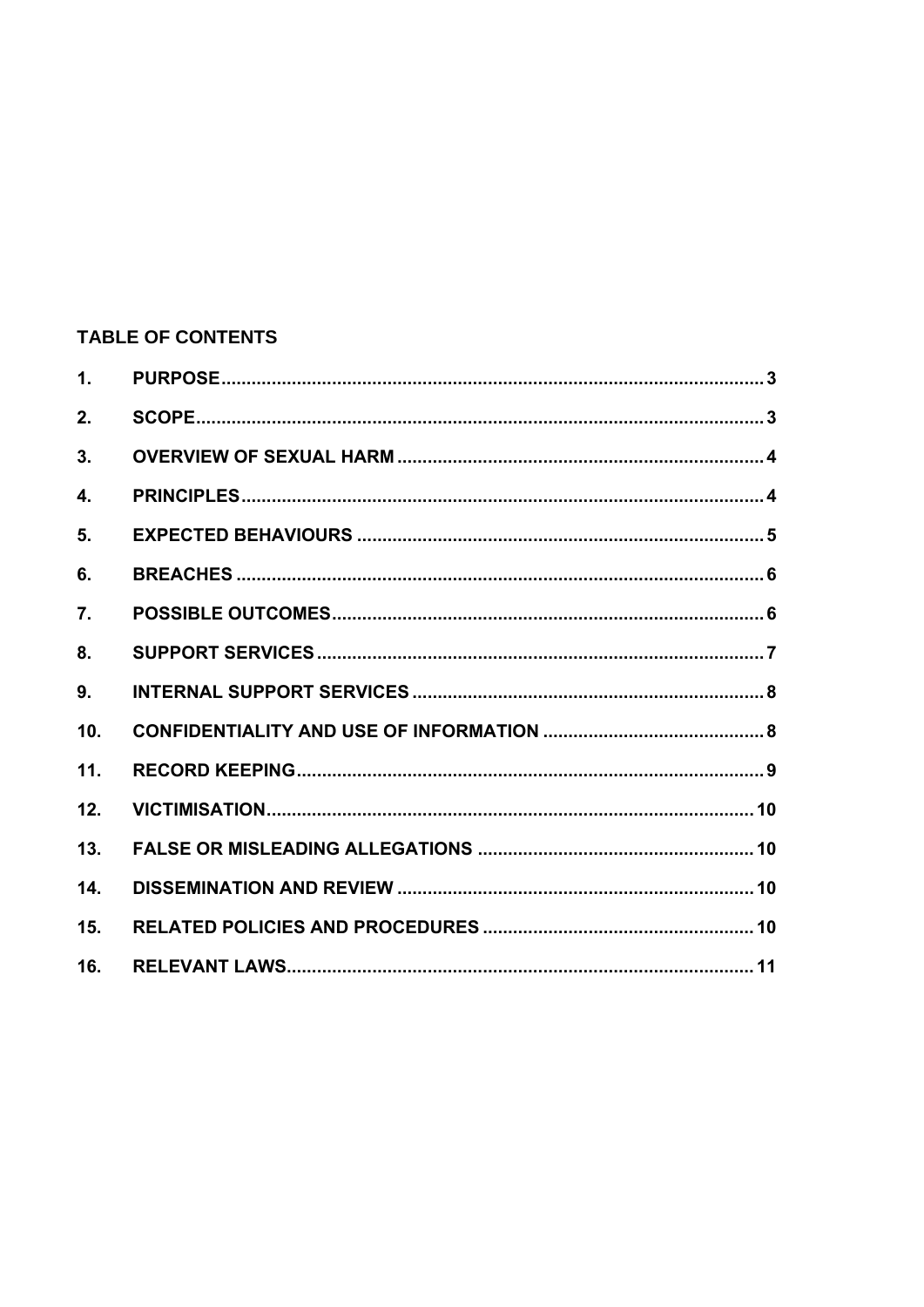**TABLE OF CONTENTS**

| | | |
|---|---|---|
| 1. | PURPOSE | 3 |
| 2. | SCOPE | 3 |
| 3. | OVERVIEW OF SEXUAL HARM | 4 |
| 4. | PRINCIPLES | 4 |
| 5. | EXPECTED BEHAVIOURS | 5 |
| 6. | BREACHES | 6 |
| 7. | POSSIBLE OUTCOMES | 6 |
| 8. | SUPPORT SERVICES | 7 |
| 9. | INTERNAL SUPPORT SERVICES | 8 |
| 10. | CONFIDENTIALITY AND USE OF INFORMATION | 8 |
| 11. | RECORD KEEPING | 9 |
| 12. | VICTIMISATION | 10 |
| 13. | FALSE OR MISLEADING ALLEGATIONS | 10 |
| 14. | DISSEMINATION AND REVIEW | 10 |
| 15. | RELATED POLICIES AND PROCEDURES | 10 |
| 16. | RELEVANT LAWS | 11 |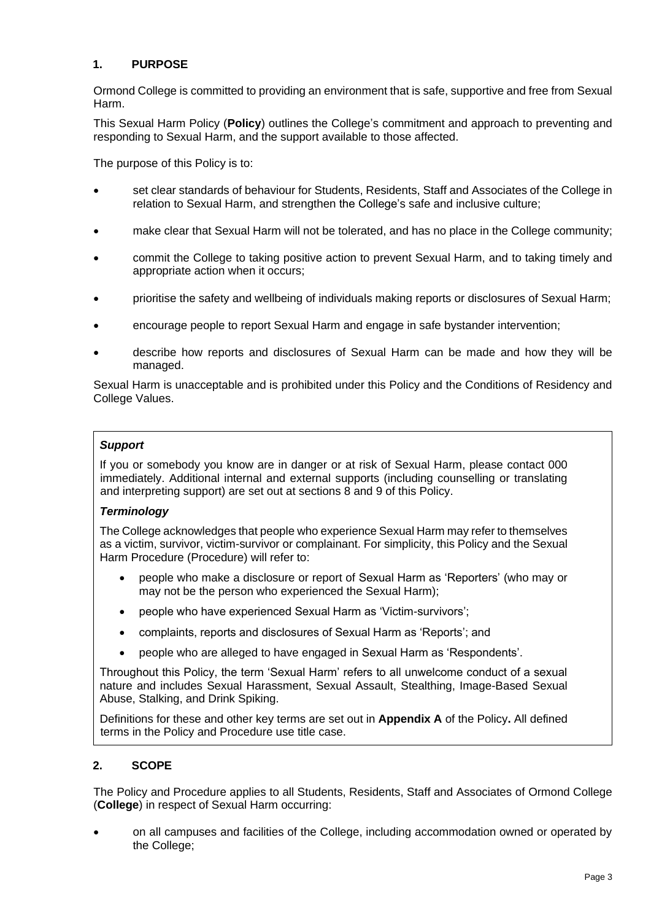## 1. PURPOSE

Ormond College is committed to providing an environment that is safe, supportive and free from Sexual Harm.

This Sexual Harm Policy (**Policy**) outlines the College's commitment and approach to preventing and responding to Sexual Harm, and the support available to those affected.

The purpose of this Policy is to:

- set clear standards of behaviour for Students, Residents, Staff and Associates of the College in relation to Sexual Harm, and strengthen the College's safe and inclusive culture;
- make clear that Sexual Harm will not be tolerated, and has no place in the College community;
- commit the College to taking positive action to prevent Sexual Harm, and to taking timely and appropriate action when it occurs;
- prioritise the safety and wellbeing of individuals making reports or disclosures of Sexual Harm;
- encourage people to report Sexual Harm and engage in safe bystander intervention;
- describe how reports and disclosures of Sexual Harm can be made and how they will be managed.

Sexual Harm is unacceptable and is prohibited under this Policy and the Conditions of Residency and College Values.

> ***Support***
>
> If you or somebody you know are in danger or at risk of Sexual Harm, please contact 000 immediately. Additional internal and external supports (including counselling or translating and interpreting support) are set out at sections 8 and 9 of this Policy.
>
> ***Terminology***
>
> The College acknowledges that people who experience Sexual Harm may refer to themselves as a victim, survivor, victim-survivor or complainant. For simplicity, this Policy and the Sexual Harm Procedure (Procedure) will refer to:
>
> - people who make a disclosure or report of Sexual Harm as 'Reporters' (who may or may not be the person who experienced the Sexual Harm);
> - people who have experienced Sexual Harm as 'Victim-survivors';
> - complaints, reports and disclosures of Sexual Harm as 'Reports'; and
> - people who are alleged to have engaged in Sexual Harm as 'Respondents'.
>
> Throughout this Policy, the term 'Sexual Harm' refers to all unwelcome conduct of a sexual nature and includes Sexual Harassment, Sexual Assault, Stealthing, Image-Based Sexual Abuse, Stalking, and Drink Spiking.
>
> Definitions for these and other key terms are set out in **Appendix A** of the Policy**.** All defined terms in the Policy and Procedure use title case.

## 2. SCOPE

The Policy and Procedure applies to all Students, Residents, Staff and Associates of Ormond College (**College**) in respect of Sexual Harm occurring:

- on all campuses and facilities of the College, including accommodation owned or operated by the College;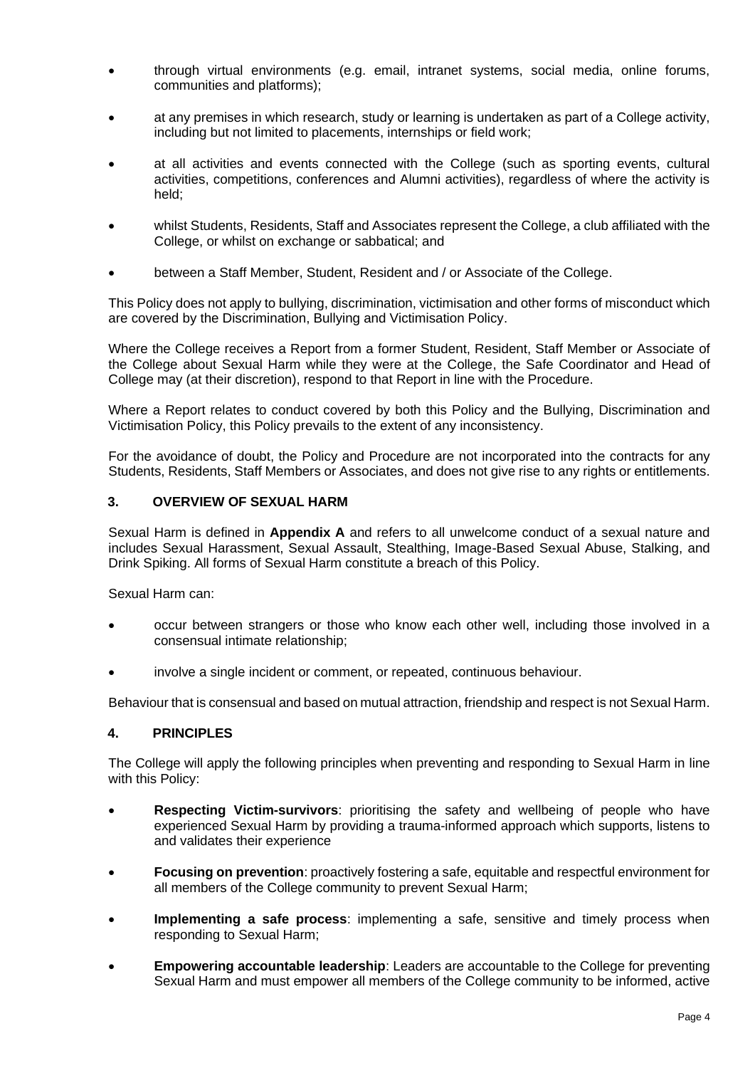- through virtual environments (e.g. email, intranet systems, social media, online forums, communities and platforms);

- at any premises in which research, study or learning is undertaken as part of a College activity, including but not limited to placements, internships or field work;

- at all activities and events connected with the College (such as sporting events, cultural activities, competitions, conferences and Alumni activities), regardless of where the activity is held;

- whilst Students, Residents, Staff and Associates represent the College, a club affiliated with the College, or whilst on exchange or sabbatical; and

- between a Staff Member, Student, Resident and / or Associate of the College.

This Policy does not apply to bullying, discrimination, victimisation and other forms of misconduct which are covered by the Discrimination, Bullying and Victimisation Policy.

Where the College receives a Report from a former Student, Resident, Staff Member or Associate of the College about Sexual Harm while they were at the College, the Safe Coordinator and Head of College may (at their discretion), respond to that Report in line with the Procedure.

Where a Report relates to conduct covered by both this Policy and the Bullying, Discrimination and Victimisation Policy, this Policy prevails to the extent of any inconsistency.

For the avoidance of doubt, the Policy and Procedure are not incorporated into the contracts for any Students, Residents, Staff Members or Associates, and does not give rise to any rights or entitlements.

## 3. OVERVIEW OF SEXUAL HARM

Sexual Harm is defined in **Appendix A** and refers to all unwelcome conduct of a sexual nature and includes Sexual Harassment, Sexual Assault, Stealthing, Image-Based Sexual Abuse, Stalking, and Drink Spiking. All forms of Sexual Harm constitute a breach of this Policy.

Sexual Harm can:

- occur between strangers or those who know each other well, including those involved in a consensual intimate relationship;

- involve a single incident or comment, or repeated, continuous behaviour.

Behaviour that is consensual and based on mutual attraction, friendship and respect is not Sexual Harm.

## 4. PRINCIPLES

The College will apply the following principles when preventing and responding to Sexual Harm in line with this Policy:

- **Respecting Victim-survivors**: prioritising the safety and wellbeing of people who have experienced Sexual Harm by providing a trauma-informed approach which supports, listens to and validates their experience

- **Focusing on prevention**: proactively fostering a safe, equitable and respectful environment for all members of the College community to prevent Sexual Harm;

- **Implementing a safe process**: implementing a safe, sensitive and timely process when responding to Sexual Harm;

- **Empowering accountable leadership**: Leaders are accountable to the College for preventing Sexual Harm and must empower all members of the College community to be informed, active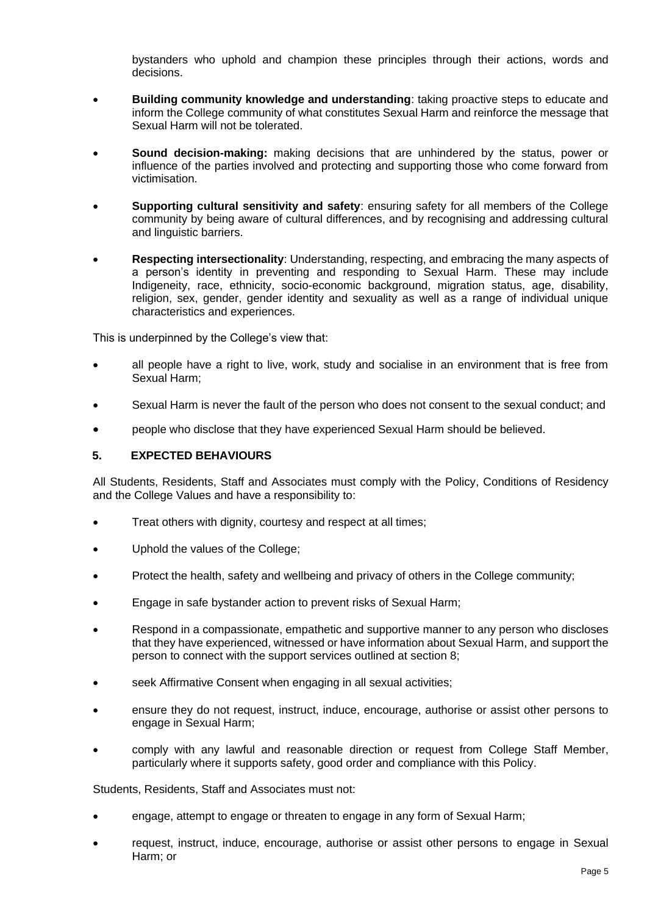bystanders who uphold and champion these principles through their actions, words and decisions.

- **Building community knowledge and understanding**: taking proactive steps to educate and inform the College community of what constitutes Sexual Harm and reinforce the message that Sexual Harm will not be tolerated.
- **Sound decision-making:** making decisions that are unhindered by the status, power or influence of the parties involved and protecting and supporting those who come forward from victimisation.
- **Supporting cultural sensitivity and safety**: ensuring safety for all members of the College community by being aware of cultural differences, and by recognising and addressing cultural and linguistic barriers.
- **Respecting intersectionality**: Understanding, respecting, and embracing the many aspects of a person's identity in preventing and responding to Sexual Harm. These may include Indigeneity, race, ethnicity, socio-economic background, migration status, age, disability, religion, sex, gender, gender identity and sexuality as well as a range of individual unique characteristics and experiences.

This is underpinned by the College's view that:

- all people have a right to live, work, study and socialise in an environment that is free from Sexual Harm;
- Sexual Harm is never the fault of the person who does not consent to the sexual conduct; and
- people who disclose that they have experienced Sexual Harm should be believed.

## 5. EXPECTED BEHAVIOURS

All Students, Residents, Staff and Associates must comply with the Policy, Conditions of Residency and the College Values and have a responsibility to:

- Treat others with dignity, courtesy and respect at all times;
- Uphold the values of the College;
- Protect the health, safety and wellbeing and privacy of others in the College community;
- Engage in safe bystander action to prevent risks of Sexual Harm;
- Respond in a compassionate, empathetic and supportive manner to any person who discloses that they have experienced, witnessed or have information about Sexual Harm, and support the person to connect with the support services outlined at section 8;
- seek Affirmative Consent when engaging in all sexual activities;
- ensure they do not request, instruct, induce, encourage, authorise or assist other persons to engage in Sexual Harm;
- comply with any lawful and reasonable direction or request from College Staff Member, particularly where it supports safety, good order and compliance with this Policy.

Students, Residents, Staff and Associates must not:

- engage, attempt to engage or threaten to engage in any form of Sexual Harm;
- request, instruct, induce, encourage, authorise or assist other persons to engage in Sexual Harm; or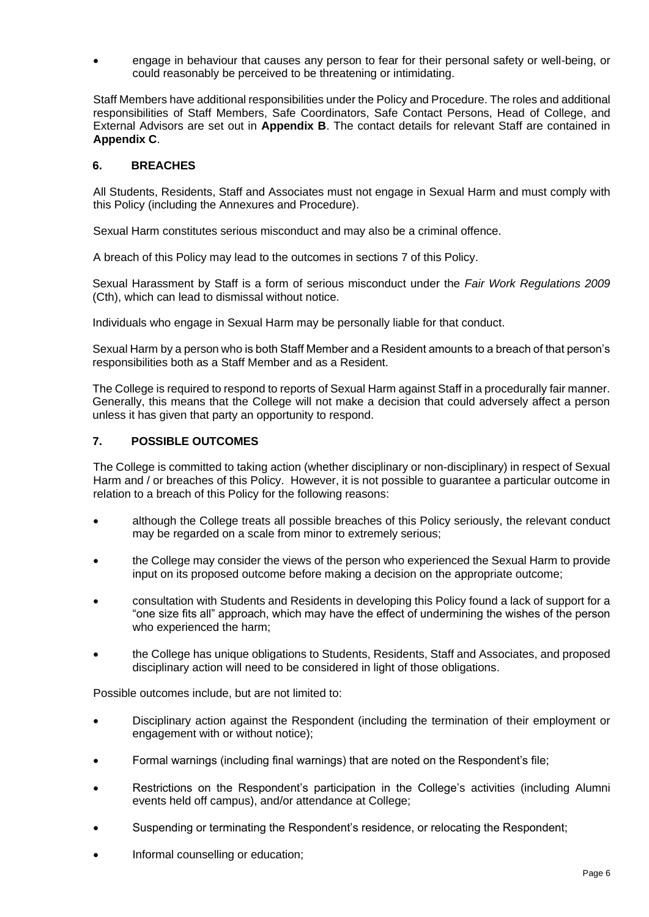- engage in behaviour that causes any person to fear for their personal safety or well-being, or could reasonably be perceived to be threatening or intimidating.

Staff Members have additional responsibilities under the Policy and Procedure. The roles and additional responsibilities of Staff Members, Safe Coordinators, Safe Contact Persons, Head of College, and External Advisors are set out in **Appendix B**. The contact details for relevant Staff are contained in **Appendix C**.

## 6. BREACHES

All Students, Residents, Staff and Associates must not engage in Sexual Harm and must comply with this Policy (including the Annexures and Procedure).

Sexual Harm constitutes serious misconduct and may also be a criminal offence.

A breach of this Policy may lead to the outcomes in sections 7 of this Policy.

Sexual Harassment by Staff is a form of serious misconduct under the *Fair Work Regulations 2009* (Cth), which can lead to dismissal without notice.

Individuals who engage in Sexual Harm may be personally liable for that conduct.

Sexual Harm by a person who is both Staff Member and a Resident amounts to a breach of that person's responsibilities both as a Staff Member and as a Resident.

The College is required to respond to reports of Sexual Harm against Staff in a procedurally fair manner. Generally, this means that the College will not make a decision that could adversely affect a person unless it has given that party an opportunity to respond.

## 7. POSSIBLE OUTCOMES

The College is committed to taking action (whether disciplinary or non-disciplinary) in respect of Sexual Harm and / or breaches of this Policy. However, it is not possible to guarantee a particular outcome in relation to a breach of this Policy for the following reasons:

- although the College treats all possible breaches of this Policy seriously, the relevant conduct may be regarded on a scale from minor to extremely serious;
- the College may consider the views of the person who experienced the Sexual Harm to provide input on its proposed outcome before making a decision on the appropriate outcome;
- consultation with Students and Residents in developing this Policy found a lack of support for a "one size fits all" approach, which may have the effect of undermining the wishes of the person who experienced the harm;
- the College has unique obligations to Students, Residents, Staff and Associates, and proposed disciplinary action will need to be considered in light of those obligations.

Possible outcomes include, but are not limited to:

- Disciplinary action against the Respondent (including the termination of their employment or engagement with or without notice);
- Formal warnings (including final warnings) that are noted on the Respondent's file;
- Restrictions on the Respondent's participation in the College's activities (including Alumni events held off campus), and/or attendance at College;
- Suspending or terminating the Respondent's residence, or relocating the Respondent;
- Informal counselling or education;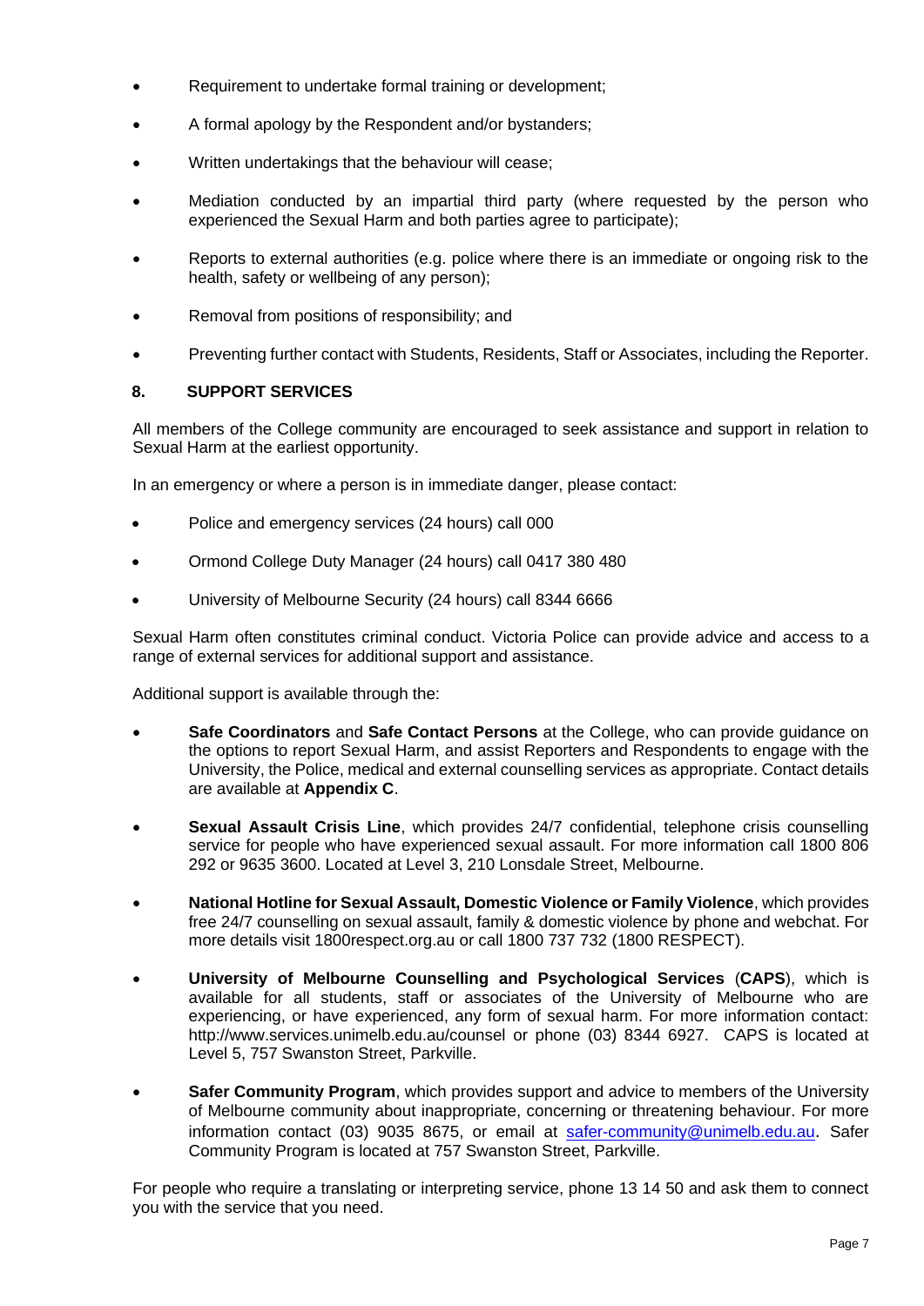- Requirement to undertake formal training or development;
- A formal apology by the Respondent and/or bystanders;
- Written undertakings that the behaviour will cease;
- Mediation conducted by an impartial third party (where requested by the person who experienced the Sexual Harm and both parties agree to participate);
- Reports to external authorities (e.g. police where there is an immediate or ongoing risk to the health, safety or wellbeing of any person);
- Removal from positions of responsibility; and
- Preventing further contact with Students, Residents, Staff or Associates, including the Reporter.

## 8. SUPPORT SERVICES

All members of the College community are encouraged to seek assistance and support in relation to Sexual Harm at the earliest opportunity.

In an emergency or where a person is in immediate danger, please contact:

- Police and emergency services (24 hours) call 000
- Ormond College Duty Manager (24 hours) call 0417 380 480
- University of Melbourne Security (24 hours) call 8344 6666

Sexual Harm often constitutes criminal conduct. Victoria Police can provide advice and access to a range of external services for additional support and assistance.

Additional support is available through the:

- **Safe Coordinators** and **Safe Contact Persons** at the College, who can provide guidance on the options to report Sexual Harm, and assist Reporters and Respondents to engage with the University, the Police, medical and external counselling services as appropriate. Contact details are available at **Appendix C**.
- **Sexual Assault Crisis Line**, which provides 24/7 confidential, telephone crisis counselling service for people who have experienced sexual assault. For more information call 1800 806 292 or 9635 3600. Located at Level 3, 210 Lonsdale Street, Melbourne.
- **National Hotline for Sexual Assault, Domestic Violence or Family Violence**, which provides free 24/7 counselling on sexual assault, family & domestic violence by phone and webchat. For more details visit 1800respect.org.au or call 1800 737 732 (1800 RESPECT).
- **University of Melbourne Counselling and Psychological Services** (**CAPS**), which is available for all students, staff or associates of the University of Melbourne who are experiencing, or have experienced, any form of sexual harm. For more information contact: http://www.services.unimelb.edu.au/counsel or phone (03) 8344 6927. CAPS is located at Level 5, 757 Swanston Street, Parkville.
- **Safer Community Program**, which provides support and advice to members of the University of Melbourne community about inappropriate, concerning or threatening behaviour. For more information contact (03) 9035 8675, or email at safer-community@unimelb.edu.au. Safer Community Program is located at 757 Swanston Street, Parkville.

For people who require a translating or interpreting service, phone 13 14 50 and ask them to connect you with the service that you need.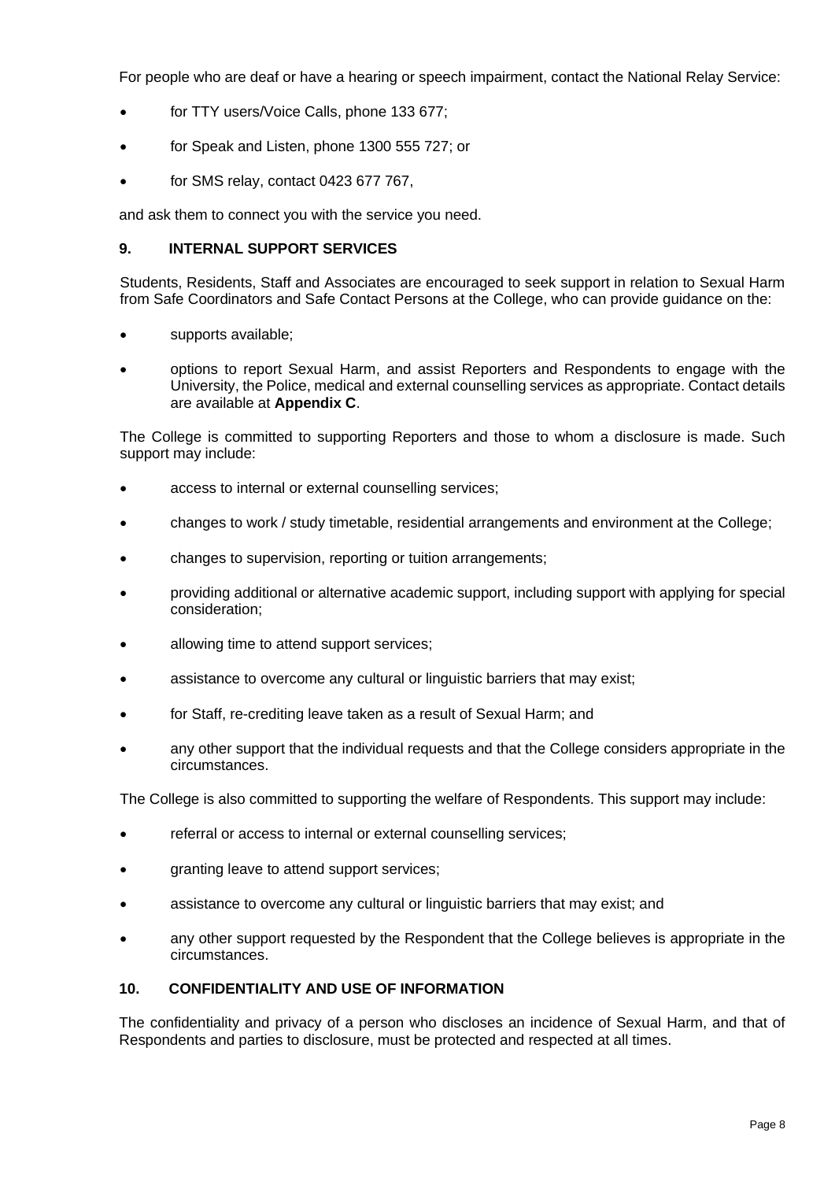For people who are deaf or have a hearing or speech impairment, contact the National Relay Service:

- for TTY users/Voice Calls, phone 133 677;
- for Speak and Listen, phone 1300 555 727; or
- for SMS relay, contact 0423 677 767,

and ask them to connect you with the service you need.

## 9. INTERNAL SUPPORT SERVICES

Students, Residents, Staff and Associates are encouraged to seek support in relation to Sexual Harm from Safe Coordinators and Safe Contact Persons at the College, who can provide guidance on the:

- supports available;
- options to report Sexual Harm, and assist Reporters and Respondents to engage with the University, the Police, medical and external counselling services as appropriate. Contact details are available at **Appendix C**.

The College is committed to supporting Reporters and those to whom a disclosure is made. Such support may include:

- access to internal or external counselling services;
- changes to work / study timetable, residential arrangements and environment at the College;
- changes to supervision, reporting or tuition arrangements;
- providing additional or alternative academic support, including support with applying for special consideration;
- allowing time to attend support services;
- assistance to overcome any cultural or linguistic barriers that may exist;
- for Staff, re-crediting leave taken as a result of Sexual Harm; and
- any other support that the individual requests and that the College considers appropriate in the circumstances.

The College is also committed to supporting the welfare of Respondents. This support may include:

- referral or access to internal or external counselling services;
- granting leave to attend support services;
- assistance to overcome any cultural or linguistic barriers that may exist; and
- any other support requested by the Respondent that the College believes is appropriate in the circumstances.

## 10. CONFIDENTIALITY AND USE OF INFORMATION

The confidentiality and privacy of a person who discloses an incidence of Sexual Harm, and that of Respondents and parties to disclosure, must be protected and respected at all times.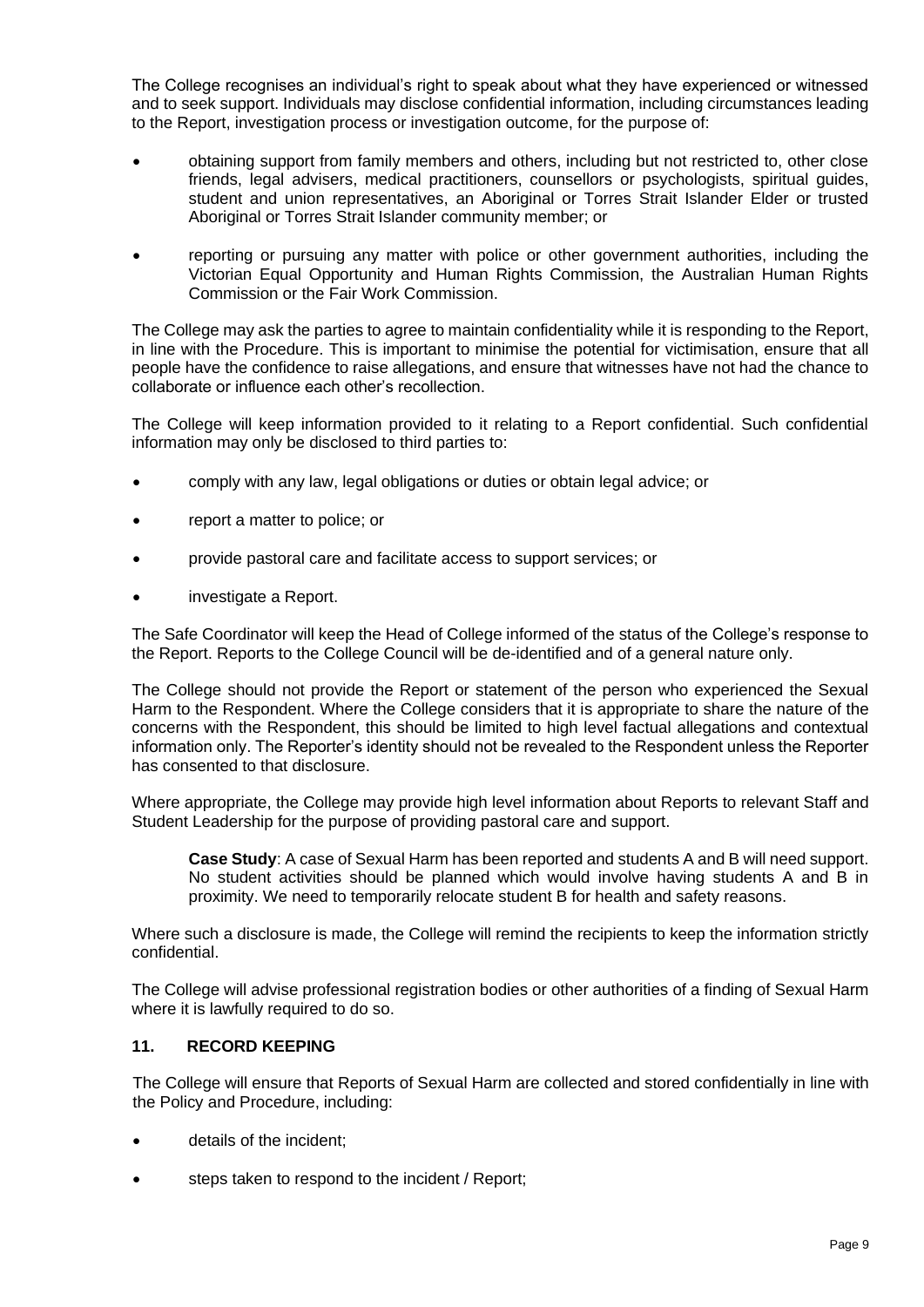The College recognises an individual's right to speak about what they have experienced or witnessed and to seek support. Individuals may disclose confidential information, including circumstances leading to the Report, investigation process or investigation outcome, for the purpose of:

- obtaining support from family members and others, including but not restricted to, other close friends, legal advisers, medical practitioners, counsellors or psychologists, spiritual guides, student and union representatives, an Aboriginal or Torres Strait Islander Elder or trusted Aboriginal or Torres Strait Islander community member; or
- reporting or pursuing any matter with police or other government authorities, including the Victorian Equal Opportunity and Human Rights Commission, the Australian Human Rights Commission or the Fair Work Commission.

The College may ask the parties to agree to maintain confidentiality while it is responding to the Report, in line with the Procedure. This is important to minimise the potential for victimisation, ensure that all people have the confidence to raise allegations, and ensure that witnesses have not had the chance to collaborate or influence each other's recollection.

The College will keep information provided to it relating to a Report confidential. Such confidential information may only be disclosed to third parties to:

- comply with any law, legal obligations or duties or obtain legal advice; or
- report a matter to police; or
- provide pastoral care and facilitate access to support services; or
- investigate a Report.

The Safe Coordinator will keep the Head of College informed of the status of the College's response to the Report. Reports to the College Council will be de-identified and of a general nature only.

The College should not provide the Report or statement of the person who experienced the Sexual Harm to the Respondent. Where the College considers that it is appropriate to share the nature of the concerns with the Respondent, this should be limited to high level factual allegations and contextual information only. The Reporter's identity should not be revealed to the Respondent unless the Reporter has consented to that disclosure.

Where appropriate, the College may provide high level information about Reports to relevant Staff and Student Leadership for the purpose of providing pastoral care and support.

> **Case Study**: A case of Sexual Harm has been reported and students A and B will need support. No student activities should be planned which would involve having students A and B in proximity. We need to temporarily relocate student B for health and safety reasons.

Where such a disclosure is made, the College will remind the recipients to keep the information strictly confidential.

The College will advise professional registration bodies or other authorities of a finding of Sexual Harm where it is lawfully required to do so.

## 11. RECORD KEEPING

The College will ensure that Reports of Sexual Harm are collected and stored confidentially in line with the Policy and Procedure, including:

- details of the incident;
- steps taken to respond to the incident / Report;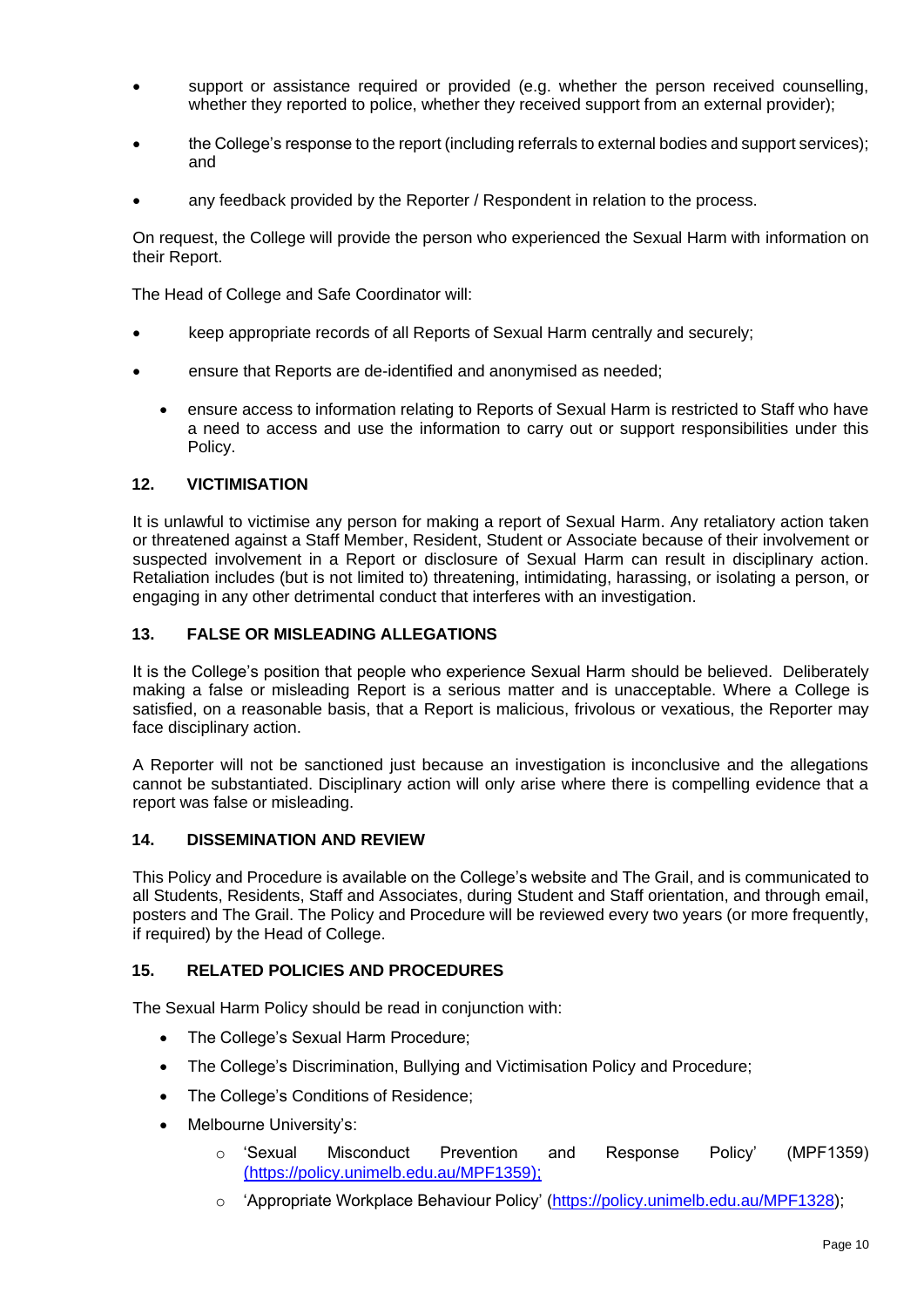- support or assistance required or provided (e.g. whether the person received counselling, whether they reported to police, whether they received support from an external provider);
- the College's response to the report (including referrals to external bodies and support services); and
- any feedback provided by the Reporter / Respondent in relation to the process.

On request, the College will provide the person who experienced the Sexual Harm with information on their Report.

The Head of College and Safe Coordinator will:

- keep appropriate records of all Reports of Sexual Harm centrally and securely;
- ensure that Reports are de-identified and anonymised as needed;
- ensure access to information relating to Reports of Sexual Harm is restricted to Staff who have a need to access and use the information to carry out or support responsibilities under this Policy.

## 12. VICTIMISATION

It is unlawful to victimise any person for making a report of Sexual Harm. Any retaliatory action taken or threatened against a Staff Member, Resident, Student or Associate because of their involvement or suspected involvement in a Report or disclosure of Sexual Harm can result in disciplinary action. Retaliation includes (but is not limited to) threatening, intimidating, harassing, or isolating a person, or engaging in any other detrimental conduct that interferes with an investigation.

## 13. FALSE OR MISLEADING ALLEGATIONS

It is the College's position that people who experience Sexual Harm should be believed. Deliberately making a false or misleading Report is a serious matter and is unacceptable. Where a College is satisfied, on a reasonable basis, that a Report is malicious, frivolous or vexatious, the Reporter may face disciplinary action.

A Reporter will not be sanctioned just because an investigation is inconclusive and the allegations cannot be substantiated. Disciplinary action will only arise where there is compelling evidence that a report was false or misleading.

## 14. DISSEMINATION AND REVIEW

This Policy and Procedure is available on the College's website and The Grail, and is communicated to all Students, Residents, Staff and Associates, during Student and Staff orientation, and through email, posters and The Grail. The Policy and Procedure will be reviewed every two years (or more frequently, if required) by the Head of College.

## 15. RELATED POLICIES AND PROCEDURES

The Sexual Harm Policy should be read in conjunction with:

- The College's Sexual Harm Procedure;
- The College's Discrimination, Bullying and Victimisation Policy and Procedure;
- The College's Conditions of Residence;
- Melbourne University's:
  - 'Sexual Misconduct Prevention and Response Policy' (MPF1359) (https://policy.unimelb.edu.au/MPF1359);
  - 'Appropriate Workplace Behaviour Policy' (https://policy.unimelb.edu.au/MPF1328);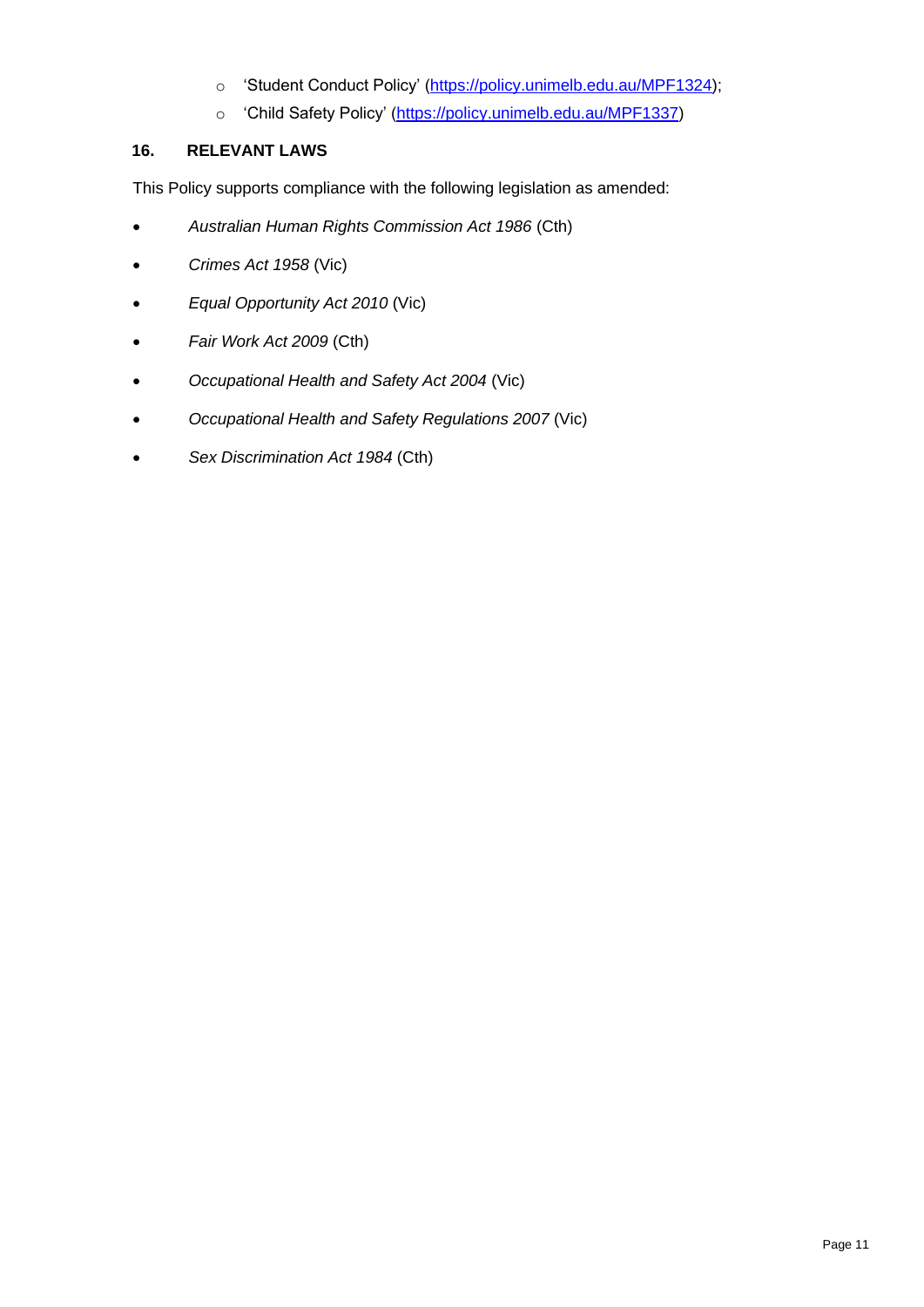- 'Student Conduct Policy' (https://policy.unimelb.edu.au/MPF1324);
- 'Child Safety Policy' (https://policy.unimelb.edu.au/MPF1337)

## 16. RELEVANT LAWS

This Policy supports compliance with the following legislation as amended:

- *Australian Human Rights Commission Act 1986* (Cth)
- *Crimes Act 1958* (Vic)
- *Equal Opportunity Act 2010* (Vic)
- *Fair Work Act 2009* (Cth)
- *Occupational Health and Safety Act 2004* (Vic)
- *Occupational Health and Safety Regulations 2007* (Vic)
- *Sex Discrimination Act 1984* (Cth)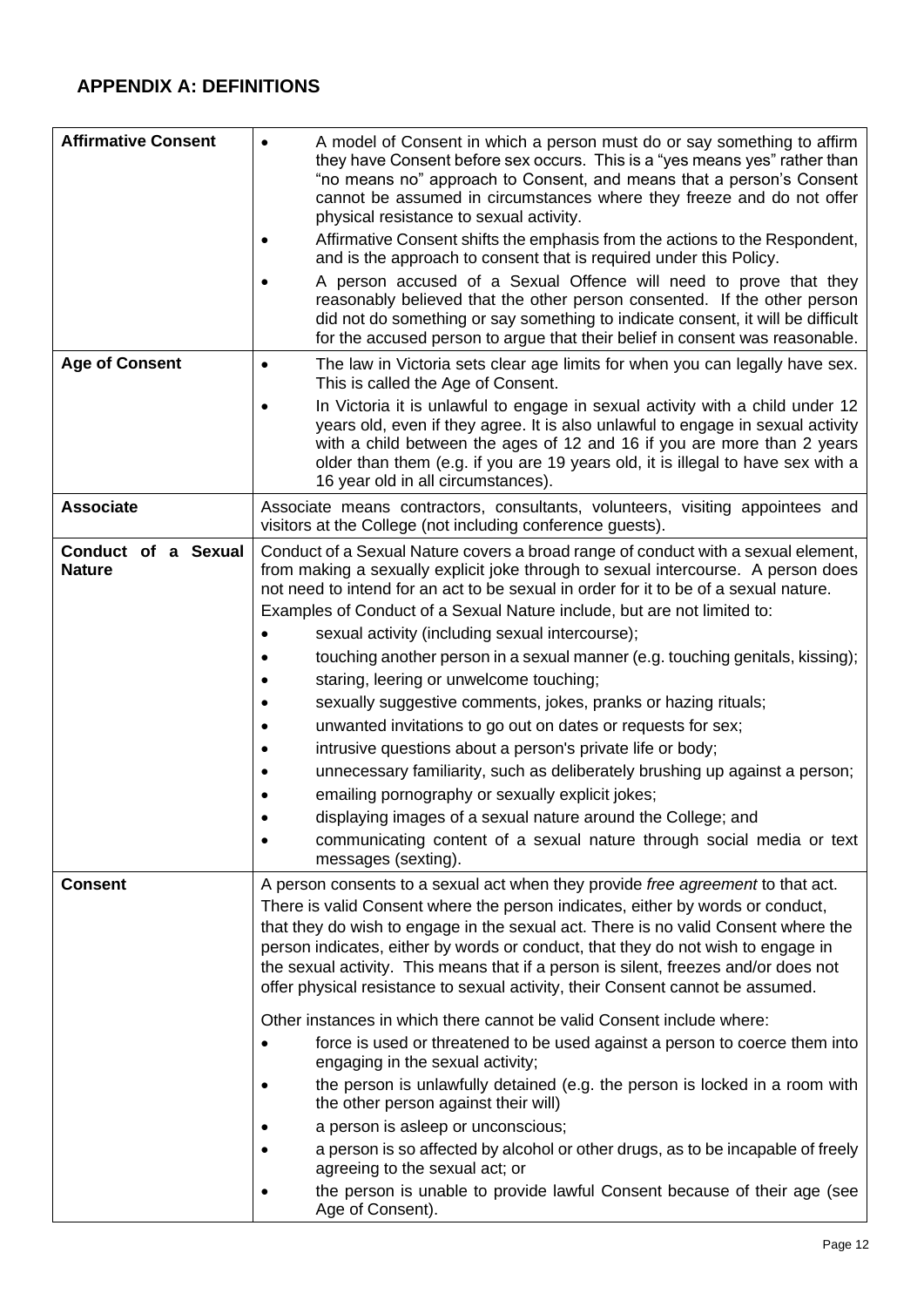## APPENDIX A: DEFINITIONS

| | |
|---|---|
| **Affirmative Consent** | • A model of Consent in which a person must do or say something to affirm they have Consent before sex occurs. This is a "yes means yes" rather than "no means no" approach to Consent, and means that a person's Consent cannot be assumed in circumstances where they freeze and do not offer physical resistance to sexual activity.<br>• Affirmative Consent shifts the emphasis from the actions to the Respondent, and is the approach to consent that is required under this Policy.<br>• A person accused of a Sexual Offence will need to prove that they reasonably believed that the other person consented. If the other person did not do something or say something to indicate consent, it will be difficult for the accused person to argue that their belief in consent was reasonable. |
| **Age of Consent** | • The law in Victoria sets clear age limits for when you can legally have sex. This is called the Age of Consent.<br>• In Victoria it is unlawful to engage in sexual activity with a child under 12 years old, even if they agree. It is also unlawful to engage in sexual activity with a child between the ages of 12 and 16 if you are more than 2 years older than them (e.g. if you are 19 years old, it is illegal to have sex with a 16 year old in all circumstances). |
| **Associate** | Associate means contractors, consultants, volunteers, visiting appointees and visitors at the College (not including conference guests). |
| **Conduct of a Sexual Nature** | Conduct of a Sexual Nature covers a broad range of conduct with a sexual element, from making a sexually explicit joke through to sexual intercourse. A person does not need to intend for an act to be sexual in order for it to be of a sexual nature.<br>Examples of Conduct of a Sexual Nature include, but are not limited to:<br>• sexual activity (including sexual intercourse);<br>• touching another person in a sexual manner (e.g. touching genitals, kissing);<br>• staring, leering or unwelcome touching;<br>• sexually suggestive comments, jokes, pranks or hazing rituals;<br>• unwanted invitations to go out on dates or requests for sex;<br>• intrusive questions about a person's private life or body;<br>• unnecessary familiarity, such as deliberately brushing up against a person;<br>• emailing pornography or sexually explicit jokes;<br>• displaying images of a sexual nature around the College; and<br>• communicating content of a sexual nature through social media or text messages (sexting). |
| **Consent** | A person consents to a sexual act when they provide *free agreement* to that act. There is valid Consent where the person indicates, either by words or conduct, that they do wish to engage in the sexual act. There is no valid Consent where the person indicates, either by words or conduct, that they do not wish to engage in the sexual activity. This means that if a person is silent, freezes and/or does not offer physical resistance to sexual activity, their Consent cannot be assumed.<br>Other instances in which there cannot be valid Consent include where:<br>• force is used or threatened to be used against a person to coerce them into engaging in the sexual activity;<br>• the person is unlawfully detained (e.g. the person is locked in a room with the other person against their will)<br>• a person is asleep or unconscious;<br>• a person is so affected by alcohol or other drugs, as to be incapable of freely agreeing to the sexual act; or<br>• the person is unable to provide lawful Consent because of their age (see Age of Consent). |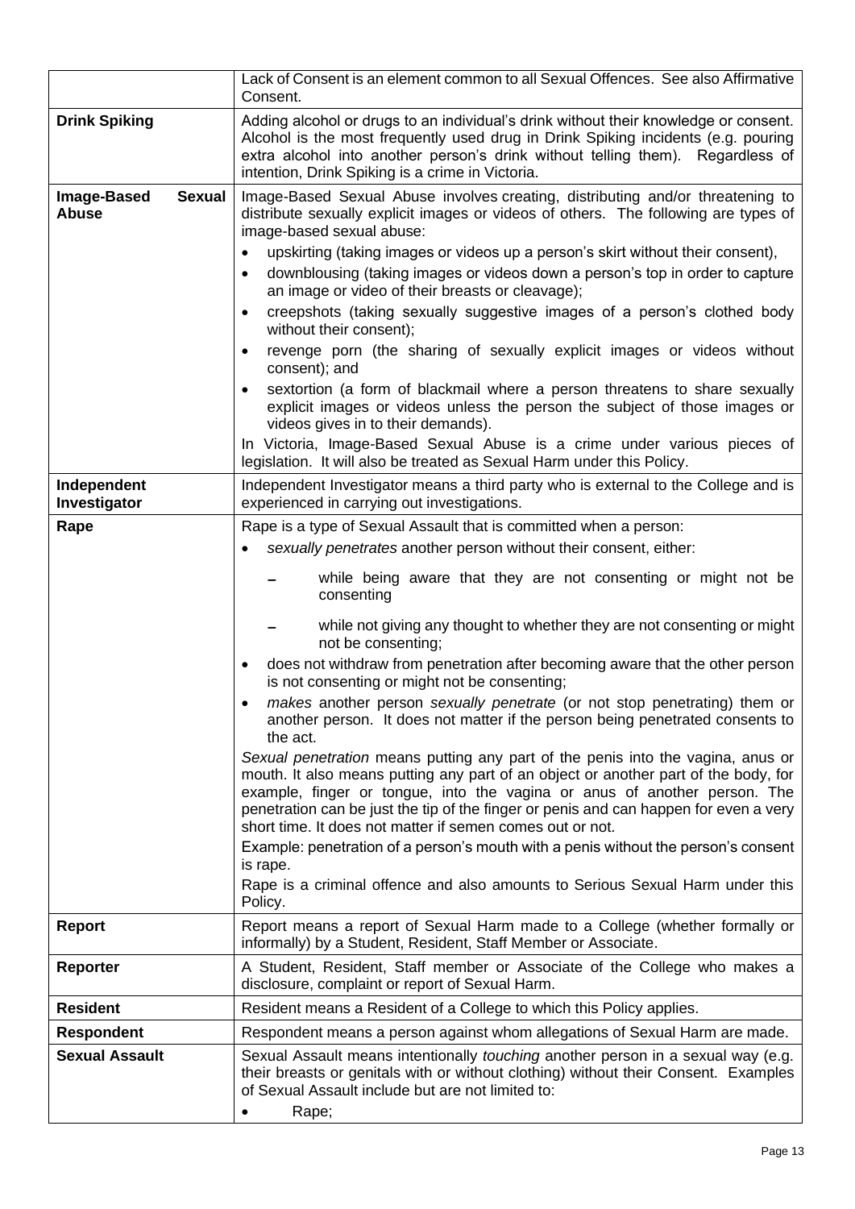| | |
|---|---|
| | Lack of Consent is an element common to all Sexual Offences. See also Affirmative Consent. |
| **Drink Spiking** | Adding alcohol or drugs to an individual's drink without their knowledge or consent. Alcohol is the most frequently used drug in Drink Spiking incidents (e.g. pouring extra alcohol into another person's drink without telling them). Regardless of intention, Drink Spiking is a crime in Victoria. |
| **Image-Based Sexual Abuse** | Image-Based Sexual Abuse involves creating, distributing and/or threatening to distribute sexually explicit images or videos of others. The following are types of image-based sexual abuse:<br>• upskirting (taking images or videos up a person's skirt without their consent),<br>• downblousing (taking images or videos down a person's top in order to capture an image or video of their breasts or cleavage);<br>• creepshots (taking sexually suggestive images of a person's clothed body without their consent);<br>• revenge porn (the sharing of sexually explicit images or videos without consent); and<br>• sextortion (a form of blackmail where a person threatens to share sexually explicit images or videos unless the person the subject of those images or videos gives in to their demands).<br>In Victoria, Image-Based Sexual Abuse is a crime under various pieces of legislation. It will also be treated as Sexual Harm under this Policy. |
| **Independent Investigator** | Independent Investigator means a third party who is external to the College and is experienced in carrying out investigations. |
| **Rape** | Rape is a type of Sexual Assault that is committed when a person:<br>• *sexually penetrates* another person without their consent, either:<br>  – while being aware that they are not consenting or might not be consenting<br>  – while not giving any thought to whether they are not consenting or might not be consenting;<br>• does not withdraw from penetration after becoming aware that the other person is not consenting or might not be consenting;<br>• *makes* another person *sexually penetrate* (or not stop penetrating) them or another person. It does not matter if the person being penetrated consents to the act.<br>*Sexual penetration* means putting any part of the penis into the vagina, anus or mouth. It also means putting any part of an object or another part of the body, for example, finger or tongue, into the vagina or anus of another person. The penetration can be just the tip of the finger or penis and can happen for even a very short time. It does not matter if semen comes out or not.<br>Example: penetration of a person's mouth with a penis without the person's consent is rape.<br>Rape is a criminal offence and also amounts to Serious Sexual Harm under this Policy. |
| **Report** | Report means a report of Sexual Harm made to a College (whether formally or informally) by a Student, Resident, Staff Member or Associate. |
| **Reporter** | A Student, Resident, Staff member or Associate of the College who makes a disclosure, complaint or report of Sexual Harm. |
| **Resident** | Resident means a Resident of a College to which this Policy applies. |
| **Respondent** | Respondent means a person against whom allegations of Sexual Harm are made. |
| **Sexual Assault** | Sexual Assault means intentionally *touching* another person in a sexual way (e.g. their breasts or genitals with or without clothing) without their Consent. Examples of Sexual Assault include but are not limited to:<br>• Rape; |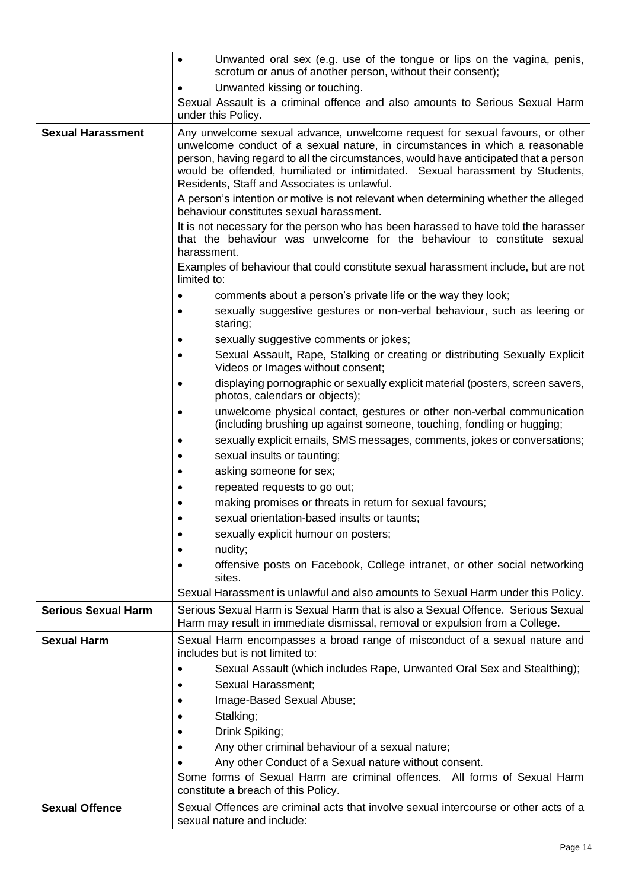| | |
|---|---|
| | • Unwanted oral sex (e.g. use of the tongue or lips on the vagina, penis, scrotum or anus of another person, without their consent);<br>• Unwanted kissing or touching.<br>Sexual Assault is a criminal offence and also amounts to Serious Sexual Harm under this Policy. |
| **Sexual Harassment** | Any unwelcome sexual advance, unwelcome request for sexual favours, or other unwelcome conduct of a sexual nature, in circumstances in which a reasonable person, having regard to all the circumstances, would have anticipated that a person would be offended, humiliated or intimidated. Sexual harassment by Students, Residents, Staff and Associates is unlawful.<br>A person's intention or motive is not relevant when determining whether the alleged behaviour constitutes sexual harassment.<br>It is not necessary for the person who has been harassed to have told the harasser that the behaviour was unwelcome for the behaviour to constitute sexual harassment.<br>Examples of behaviour that could constitute sexual harassment include, but are not limited to:<br>• comments about a person's private life or the way they look;<br>• sexually suggestive gestures or non-verbal behaviour, such as leering or staring;<br>• sexually suggestive comments or jokes;<br>• Sexual Assault, Rape, Stalking or creating or distributing Sexually Explicit Videos or Images without consent;<br>• displaying pornographic or sexually explicit material (posters, screen savers, photos, calendars or objects);<br>• unwelcome physical contact, gestures or other non-verbal communication (including brushing up against someone, touching, fondling or hugging;<br>• sexually explicit emails, SMS messages, comments, jokes or conversations;<br>• sexual insults or taunting;<br>• asking someone for sex;<br>• repeated requests to go out;<br>• making promises or threats in return for sexual favours;<br>• sexual orientation-based insults or taunts;<br>• sexually explicit humour on posters;<br>• nudity;<br>• offensive posts on Facebook, College intranet, or other social networking sites.<br>Sexual Harassment is unlawful and also amounts to Sexual Harm under this Policy. |
| **Serious Sexual Harm** | Serious Sexual Harm is Sexual Harm that is also a Sexual Offence. Serious Sexual Harm may result in immediate dismissal, removal or expulsion from a College. |
| **Sexual Harm** | Sexual Harm encompasses a broad range of misconduct of a sexual nature and includes but is not limited to:<br>• Sexual Assault (which includes Rape, Unwanted Oral Sex and Stealthing);<br>• Sexual Harassment;<br>• Image-Based Sexual Abuse;<br>• Stalking;<br>• Drink Spiking;<br>• Any other criminal behaviour of a sexual nature;<br>• Any other Conduct of a Sexual nature without consent.<br>Some forms of Sexual Harm are criminal offences. All forms of Sexual Harm constitute a breach of this Policy. |
| **Sexual Offence** | Sexual Offences are criminal acts that involve sexual intercourse or other acts of a sexual nature and include: |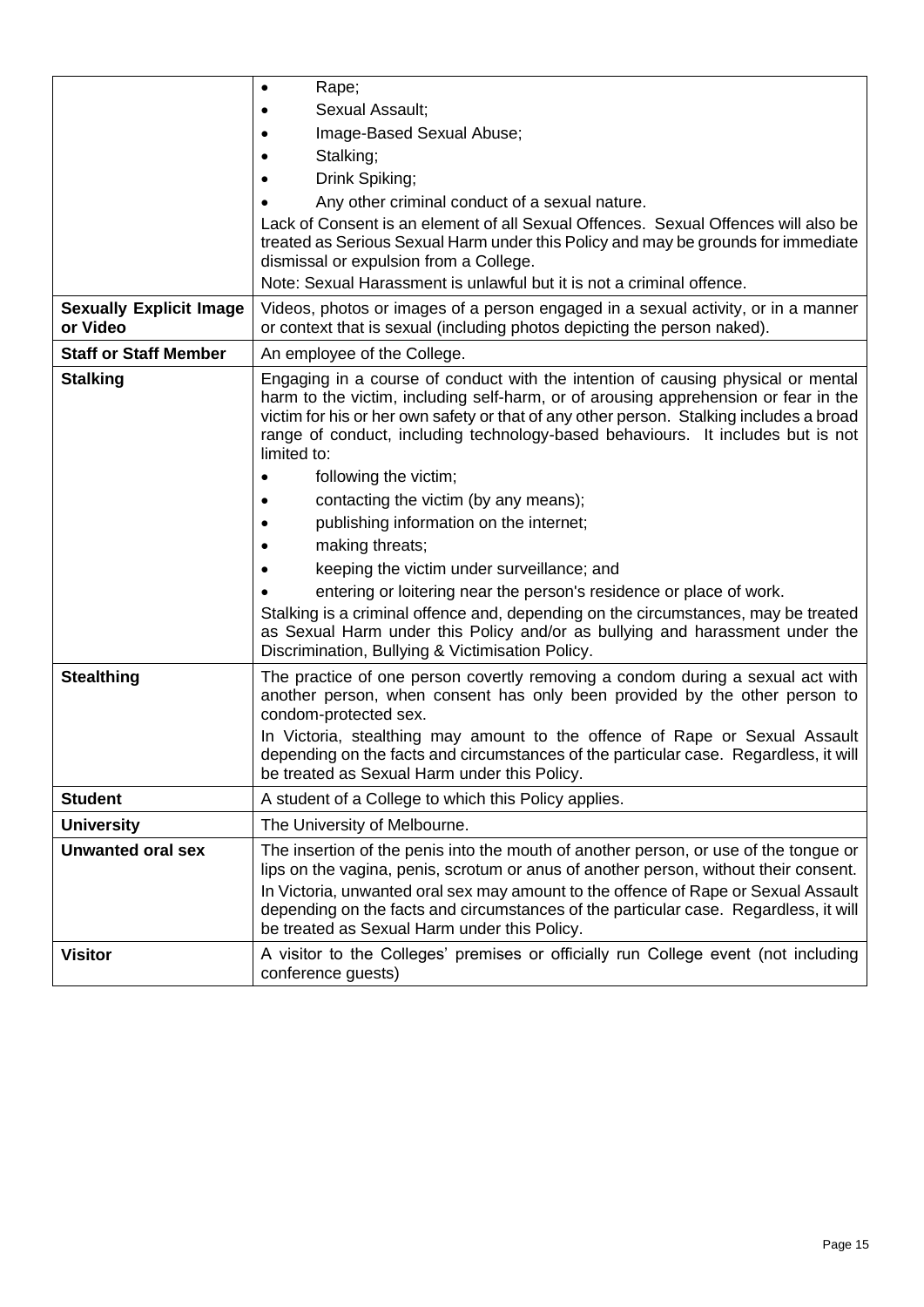| | |
|---|---|
| | • Rape;<br>• Sexual Assault;<br>• Image-Based Sexual Abuse;<br>• Stalking;<br>• Drink Spiking;<br>• Any other criminal conduct of a sexual nature.<br>Lack of Consent is an element of all Sexual Offences. Sexual Offences will also be treated as Serious Sexual Harm under this Policy and may be grounds for immediate dismissal or expulsion from a College.<br>Note: Sexual Harassment is unlawful but it is not a criminal offence. |
| **Sexually Explicit Image or Video** | Videos, photos or images of a person engaged in a sexual activity, or in a manner or context that is sexual (including photos depicting the person naked). |
| **Staff or Staff Member** | An employee of the College. |
| **Stalking** | Engaging in a course of conduct with the intention of causing physical or mental harm to the victim, including self-harm, or of arousing apprehension or fear in the victim for his or her own safety or that of any other person. Stalking includes a broad range of conduct, including technology-based behaviours. It includes but is not limited to:<br>• following the victim;<br>• contacting the victim (by any means);<br>• publishing information on the internet;<br>• making threats;<br>• keeping the victim under surveillance; and<br>• entering or loitering near the person's residence or place of work.<br>Stalking is a criminal offence and, depending on the circumstances, may be treated as Sexual Harm under this Policy and/or as bullying and harassment under the Discrimination, Bullying & Victimisation Policy. |
| **Stealthing** | The practice of one person covertly removing a condom during a sexual act with another person, when consent has only been provided by the other person to condom-protected sex.<br>In Victoria, stealthing may amount to the offence of Rape or Sexual Assault depending on the facts and circumstances of the particular case. Regardless, it will be treated as Sexual Harm under this Policy. |
| **Student** | A student of a College to which this Policy applies. |
| **University** | The University of Melbourne. |
| **Unwanted oral sex** | The insertion of the penis into the mouth of another person, or use of the tongue or lips on the vagina, penis, scrotum or anus of another person, without their consent.<br>In Victoria, unwanted oral sex may amount to the offence of Rape or Sexual Assault depending on the facts and circumstances of the particular case. Regardless, it will be treated as Sexual Harm under this Policy. |
| **Visitor** | A visitor to the Colleges' premises or officially run College event (not including conference guests) |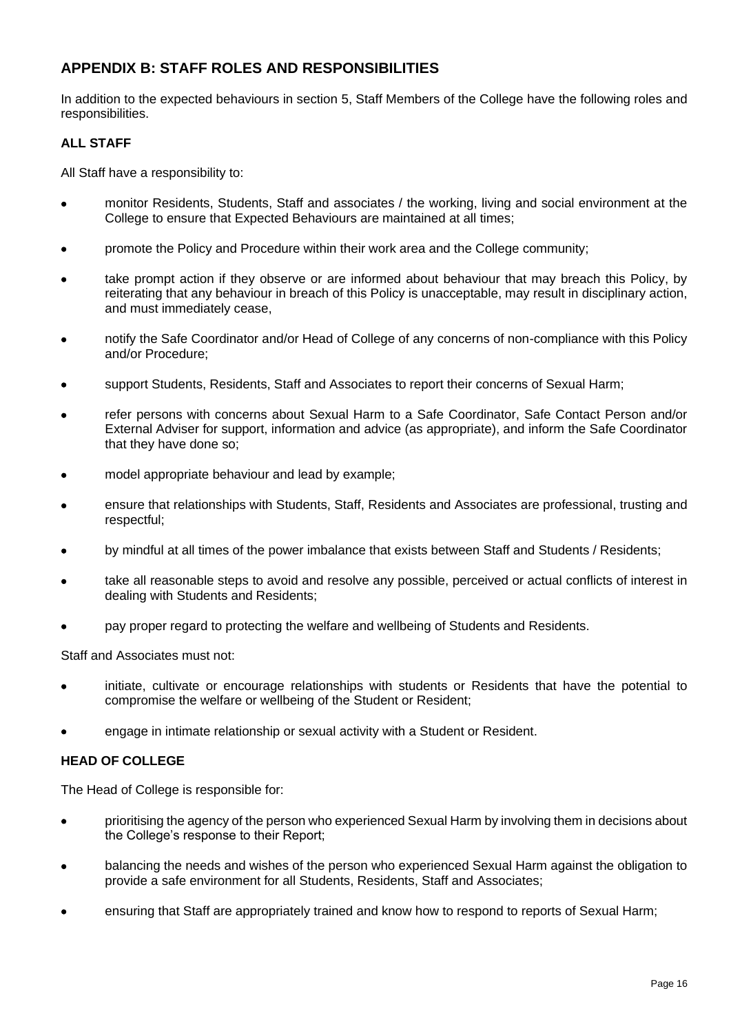## APPENDIX B: STAFF ROLES AND RESPONSIBILITIES

In addition to the expected behaviours in section 5, Staff Members of the College have the following roles and responsibilities.

### ALL STAFF

All Staff have a responsibility to:

- monitor Residents, Students, Staff and associates / the working, living and social environment at the College to ensure that Expected Behaviours are maintained at all times;
- promote the Policy and Procedure within their work area and the College community;
- take prompt action if they observe or are informed about behaviour that may breach this Policy, by reiterating that any behaviour in breach of this Policy is unacceptable, may result in disciplinary action, and must immediately cease,
- notify the Safe Coordinator and/or Head of College of any concerns of non-compliance with this Policy and/or Procedure;
- support Students, Residents, Staff and Associates to report their concerns of Sexual Harm;
- refer persons with concerns about Sexual Harm to a Safe Coordinator, Safe Contact Person and/or External Adviser for support, information and advice (as appropriate), and inform the Safe Coordinator that they have done so;
- model appropriate behaviour and lead by example;
- ensure that relationships with Students, Staff, Residents and Associates are professional, trusting and respectful;
- by mindful at all times of the power imbalance that exists between Staff and Students / Residents;
- take all reasonable steps to avoid and resolve any possible, perceived or actual conflicts of interest in dealing with Students and Residents;
- pay proper regard to protecting the welfare and wellbeing of Students and Residents.

Staff and Associates must not:

- initiate, cultivate or encourage relationships with students or Residents that have the potential to compromise the welfare or wellbeing of the Student or Resident;
- engage in intimate relationship or sexual activity with a Student or Resident.

### HEAD OF COLLEGE

The Head of College is responsible for:

- prioritising the agency of the person who experienced Sexual Harm by involving them in decisions about the College's response to their Report;
- balancing the needs and wishes of the person who experienced Sexual Harm against the obligation to provide a safe environment for all Students, Residents, Staff and Associates;
- ensuring that Staff are appropriately trained and know how to respond to reports of Sexual Harm;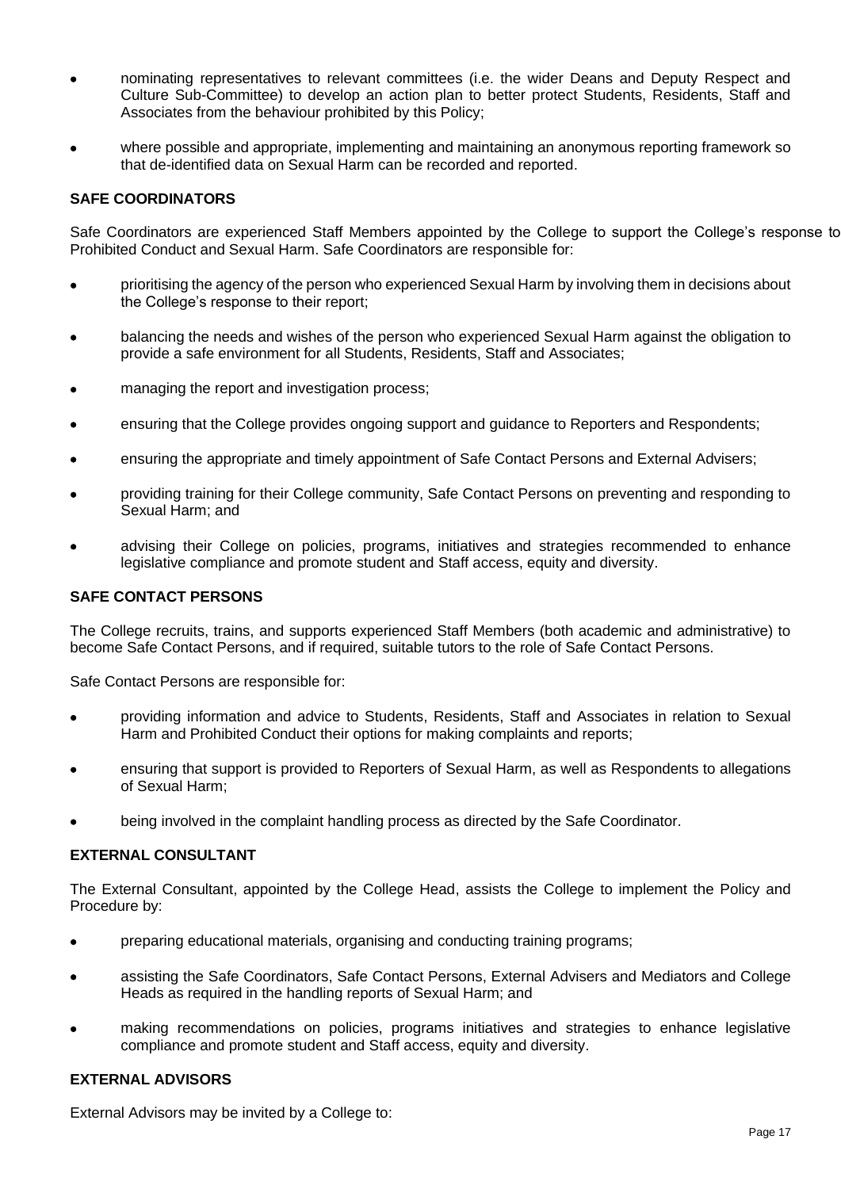- nominating representatives to relevant committees (i.e. the wider Deans and Deputy Respect and Culture Sub-Committee) to develop an action plan to better protect Students, Residents, Staff and Associates from the behaviour prohibited by this Policy;
- where possible and appropriate, implementing and maintaining an anonymous reporting framework so that de-identified data on Sexual Harm can be recorded and reported.

**SAFE COORDINATORS**

Safe Coordinators are experienced Staff Members appointed by the College to support the College's response to Prohibited Conduct and Sexual Harm. Safe Coordinators are responsible for:

- prioritising the agency of the person who experienced Sexual Harm by involving them in decisions about the College's response to their report;
- balancing the needs and wishes of the person who experienced Sexual Harm against the obligation to provide a safe environment for all Students, Residents, Staff and Associates;
- managing the report and investigation process;
- ensuring that the College provides ongoing support and guidance to Reporters and Respondents;
- ensuring the appropriate and timely appointment of Safe Contact Persons and External Advisers;
- providing training for their College community, Safe Contact Persons on preventing and responding to Sexual Harm; and
- advising their College on policies, programs, initiatives and strategies recommended to enhance legislative compliance and promote student and Staff access, equity and diversity.

**SAFE CONTACT PERSONS**

The College recruits, trains, and supports experienced Staff Members (both academic and administrative) to become Safe Contact Persons, and if required, suitable tutors to the role of Safe Contact Persons.

Safe Contact Persons are responsible for:

- providing information and advice to Students, Residents, Staff and Associates in relation to Sexual Harm and Prohibited Conduct their options for making complaints and reports;
- ensuring that support is provided to Reporters of Sexual Harm, as well as Respondents to allegations of Sexual Harm;
- being involved in the complaint handling process as directed by the Safe Coordinator.

**EXTERNAL CONSULTANT**

The External Consultant, appointed by the College Head, assists the College to implement the Policy and Procedure by:

- preparing educational materials, organising and conducting training programs;
- assisting the Safe Coordinators, Safe Contact Persons, External Advisers and Mediators and College Heads as required in the handling reports of Sexual Harm; and
- making recommendations on policies, programs initiatives and strategies to enhance legislative compliance and promote student and Staff access, equity and diversity.

**EXTERNAL ADVISORS**

External Advisors may be invited by a College to: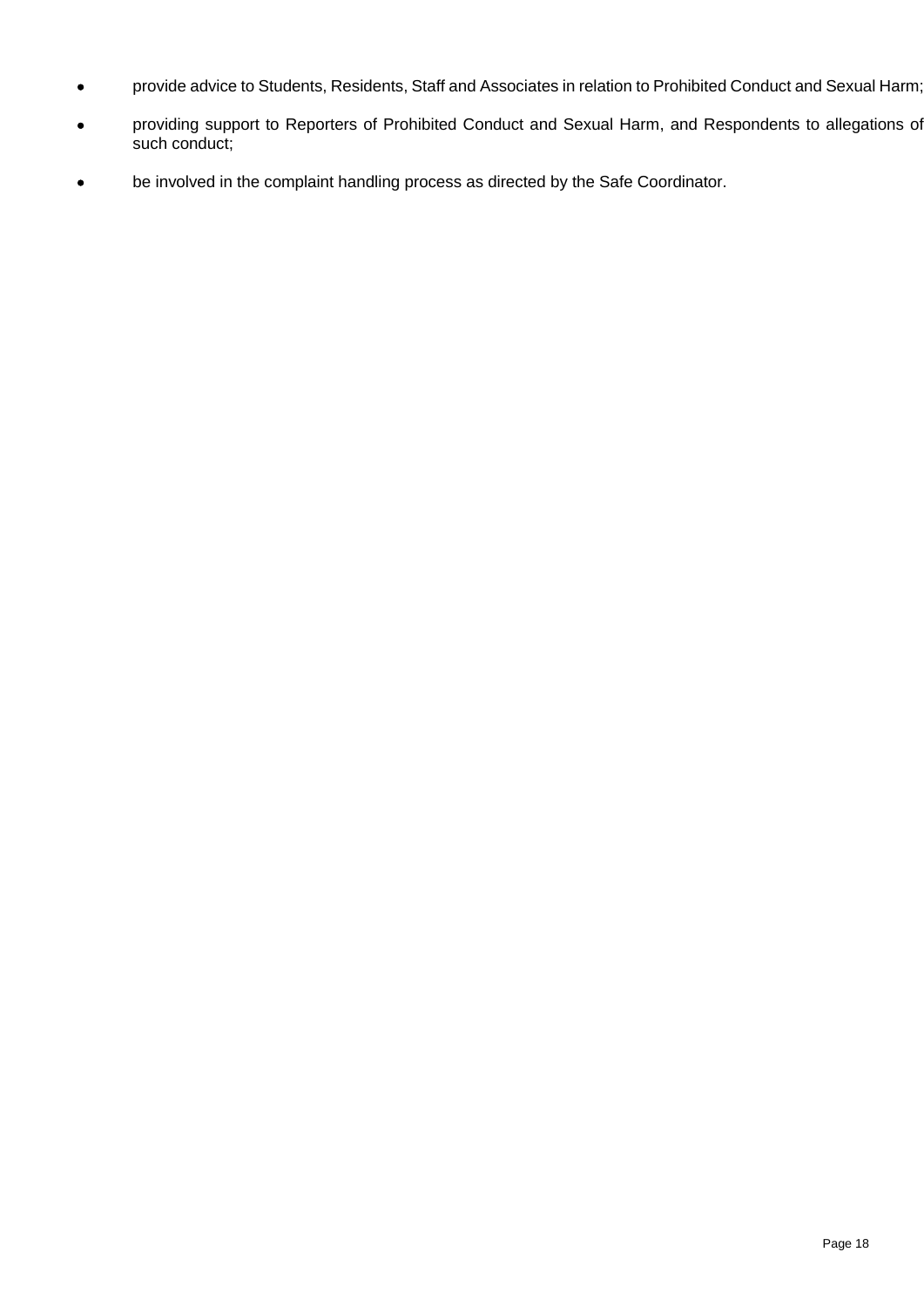- provide advice to Students, Residents, Staff and Associates in relation to Prohibited Conduct and Sexual Harm;
- providing support to Reporters of Prohibited Conduct and Sexual Harm, and Respondents to allegations of such conduct;
- be involved in the complaint handling process as directed by the Safe Coordinator.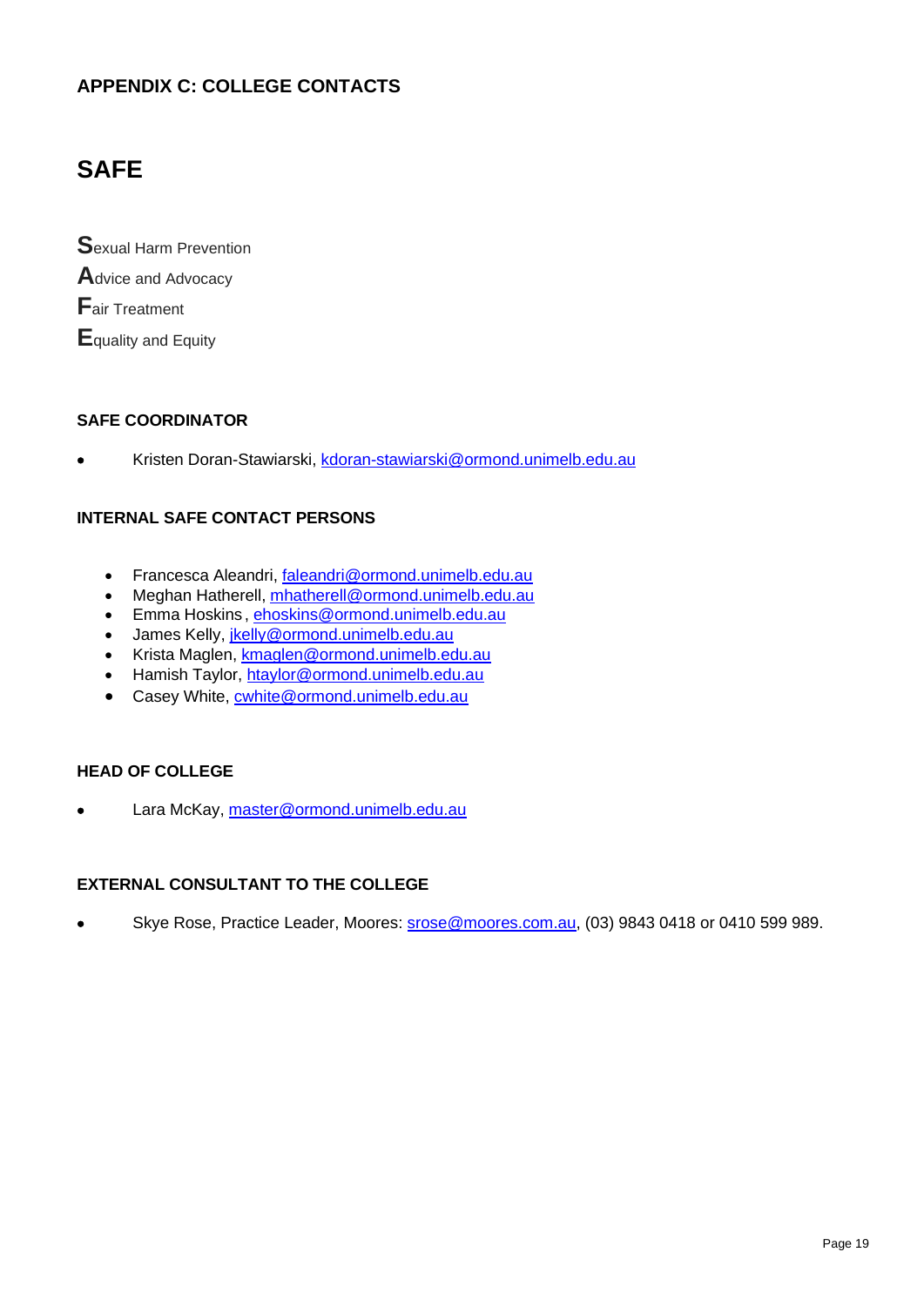## APPENDIX C: COLLEGE CONTACTS

# SAFE

**S**exual Harm Prevention

**A**dvice and Advocacy

**F**air Treatment

**E**quality and Equity

### SAFE COORDINATOR

- Kristen Doran-Stawiarski, kdoran-stawiarski@ormond.unimelb.edu.au

### INTERNAL SAFE CONTACT PERSONS

- Francesca Aleandri, faleandri@ormond.unimelb.edu.au
- Meghan Hatherell, mhatherell@ormond.unimelb.edu.au
- Emma Hoskins, ehoskins@ormond.unimelb.edu.au
- James Kelly, jkelly@ormond.unimelb.edu.au
- Krista Maglen, kmaglen@ormond.unimelb.edu.au
- Hamish Taylor, htaylor@ormond.unimelb.edu.au
- Casey White, cwhite@ormond.unimelb.edu.au

### HEAD OF COLLEGE

- Lara McKay, master@ormond.unimelb.edu.au

### EXTERNAL CONSULTANT TO THE COLLEGE

- Skye Rose, Practice Leader, Moores: srose@moores.com.au, (03) 9843 0418 or 0410 599 989.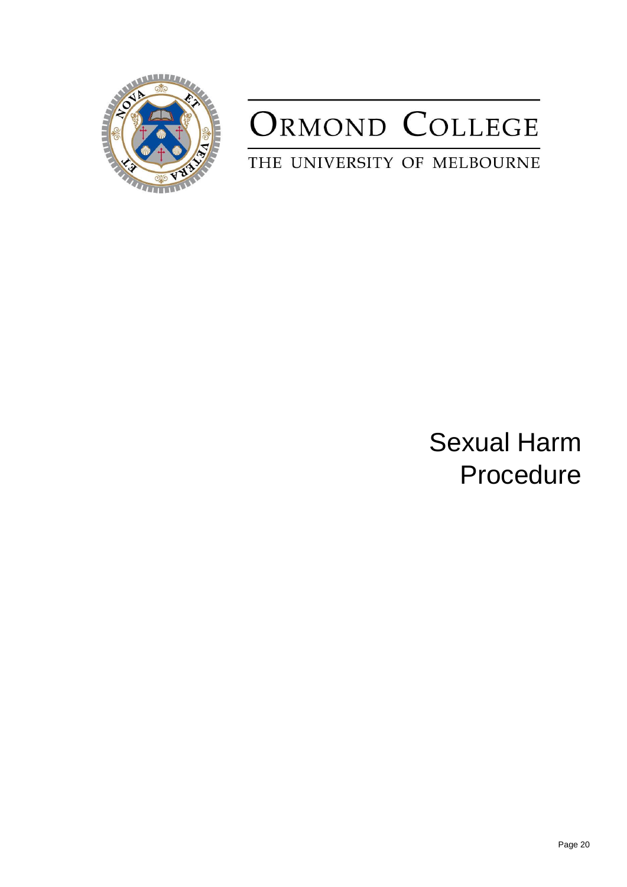# ORMOND COLLEGE

THE UNIVERSITY OF MELBOURNE

# Sexual Harm Procedure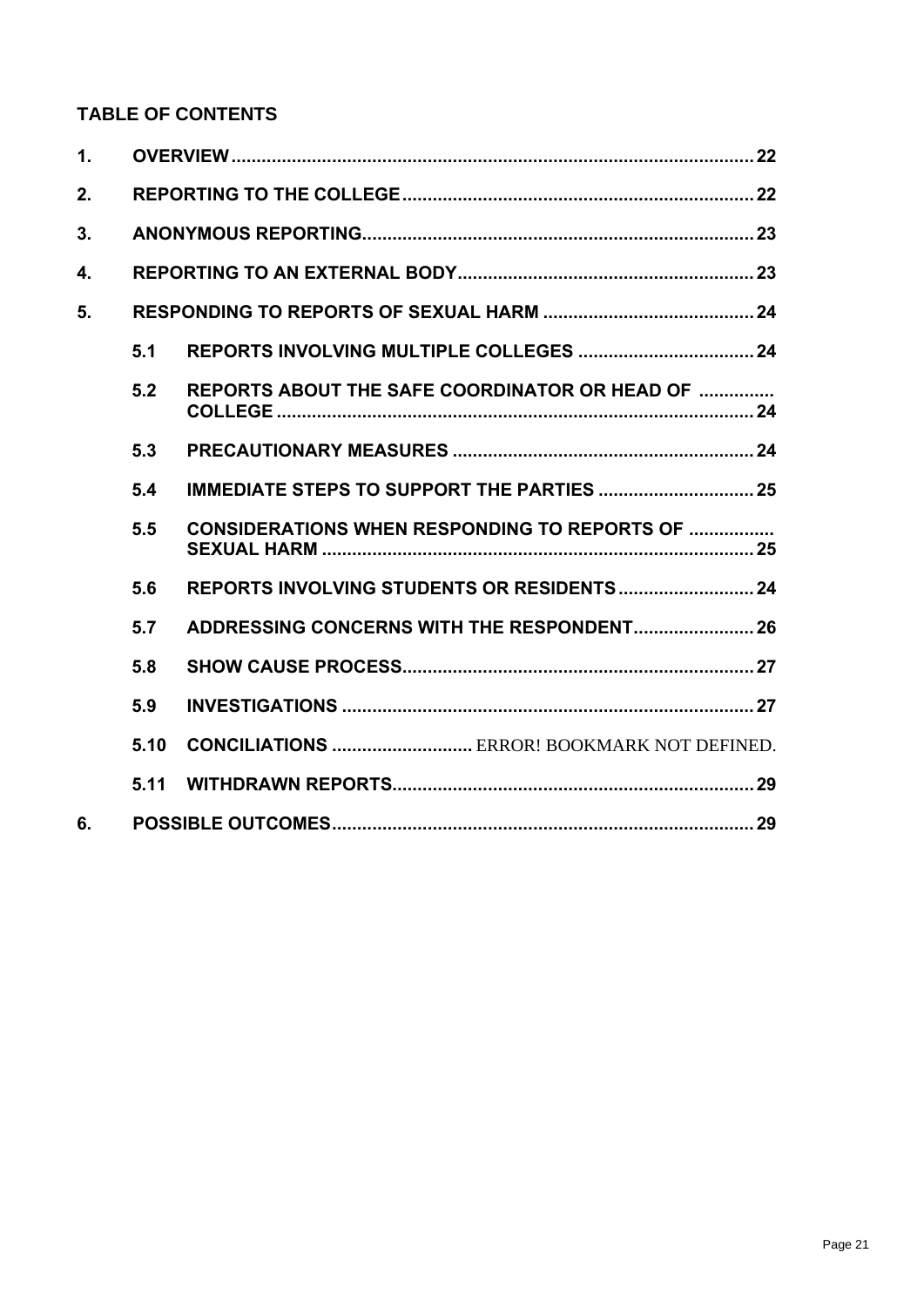## TABLE OF CONTENTS

1. OVERVIEW ....................................................................................................... 22
2. REPORTING TO THE COLLEGE ...................................................................... 22
3. ANONYMOUS REPORTING ............................................................................. 23
4. REPORTING TO AN EXTERNAL BODY ........................................................... 23
5. RESPONDING TO REPORTS OF SEXUAL HARM .......................................... 24
   - 5.1 REPORTS INVOLVING MULTIPLE COLLEGES ................................... 24
   - 5.2 REPORTS ABOUT THE SAFE COORDINATOR OR HEAD OF COLLEGE ............................................................................................. 24
   - 5.3 PRECAUTIONARY MEASURES ........................................................... 24
   - 5.4 IMMEDIATE STEPS TO SUPPORT THE PARTIES ............................... 25
   - 5.5 CONSIDERATIONS WHEN RESPONDING TO REPORTS OF SEXUAL HARM ..................................................................................... 25
   - 5.6 REPORTS INVOLVING STUDENTS OR RESIDENTS ........................... 24
   - 5.7 ADDRESSING CONCERNS WITH THE RESPONDENT ........................ 26
   - 5.8 SHOW CAUSE PROCESS ..................................................................... 27
   - 5.9 INVESTIGATIONS .................................................................................. 27
   - 5.10 CONCILIATIONS ............................ ERROR! BOOKMARK NOT DEFINED.
   - 5.11 WITHDRAWN REPORTS ........................................................................ 29
6. POSSIBLE OUTCOMES .................................................................................... 29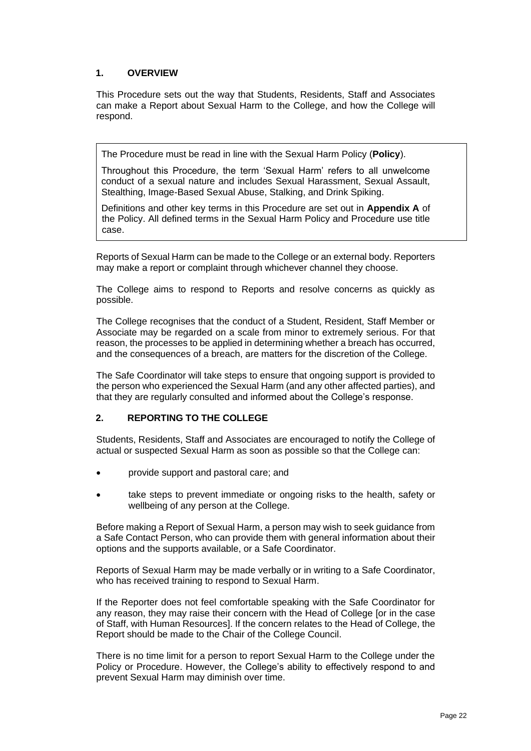## 1. OVERVIEW

This Procedure sets out the way that Students, Residents, Staff and Associates can make a Report about Sexual Harm to the College, and how the College will respond.

> The Procedure must be read in line with the Sexual Harm Policy (**Policy**).
>
> Throughout this Procedure, the term 'Sexual Harm' refers to all unwelcome conduct of a sexual nature and includes Sexual Harassment, Sexual Assault, Stealthing, Image-Based Sexual Abuse, Stalking, and Drink Spiking.
>
> Definitions and other key terms in this Procedure are set out in **Appendix A** of the Policy. All defined terms in the Sexual Harm Policy and Procedure use title case.

Reports of Sexual Harm can be made to the College or an external body. Reporters may make a report or complaint through whichever channel they choose.

The College aims to respond to Reports and resolve concerns as quickly as possible.

The College recognises that the conduct of a Student, Resident, Staff Member or Associate may be regarded on a scale from minor to extremely serious. For that reason, the processes to be applied in determining whether a breach has occurred, and the consequences of a breach, are matters for the discretion of the College.

The Safe Coordinator will take steps to ensure that ongoing support is provided to the person who experienced the Sexual Harm (and any other affected parties), and that they are regularly consulted and informed about the College's response.

## 2. REPORTING TO THE COLLEGE

Students, Residents, Staff and Associates are encouraged to notify the College of actual or suspected Sexual Harm as soon as possible so that the College can:

- provide support and pastoral care; and
- take steps to prevent immediate or ongoing risks to the health, safety or wellbeing of any person at the College.

Before making a Report of Sexual Harm, a person may wish to seek guidance from a Safe Contact Person, who can provide them with general information about their options and the supports available, or a Safe Coordinator.

Reports of Sexual Harm may be made verbally or in writing to a Safe Coordinator, who has received training to respond to Sexual Harm.

If the Reporter does not feel comfortable speaking with the Safe Coordinator for any reason, they may raise their concern with the Head of College [or in the case of Staff, with Human Resources]. If the concern relates to the Head of College, the Report should be made to the Chair of the College Council.

There is no time limit for a person to report Sexual Harm to the College under the Policy or Procedure. However, the College's ability to effectively respond to and prevent Sexual Harm may diminish over time.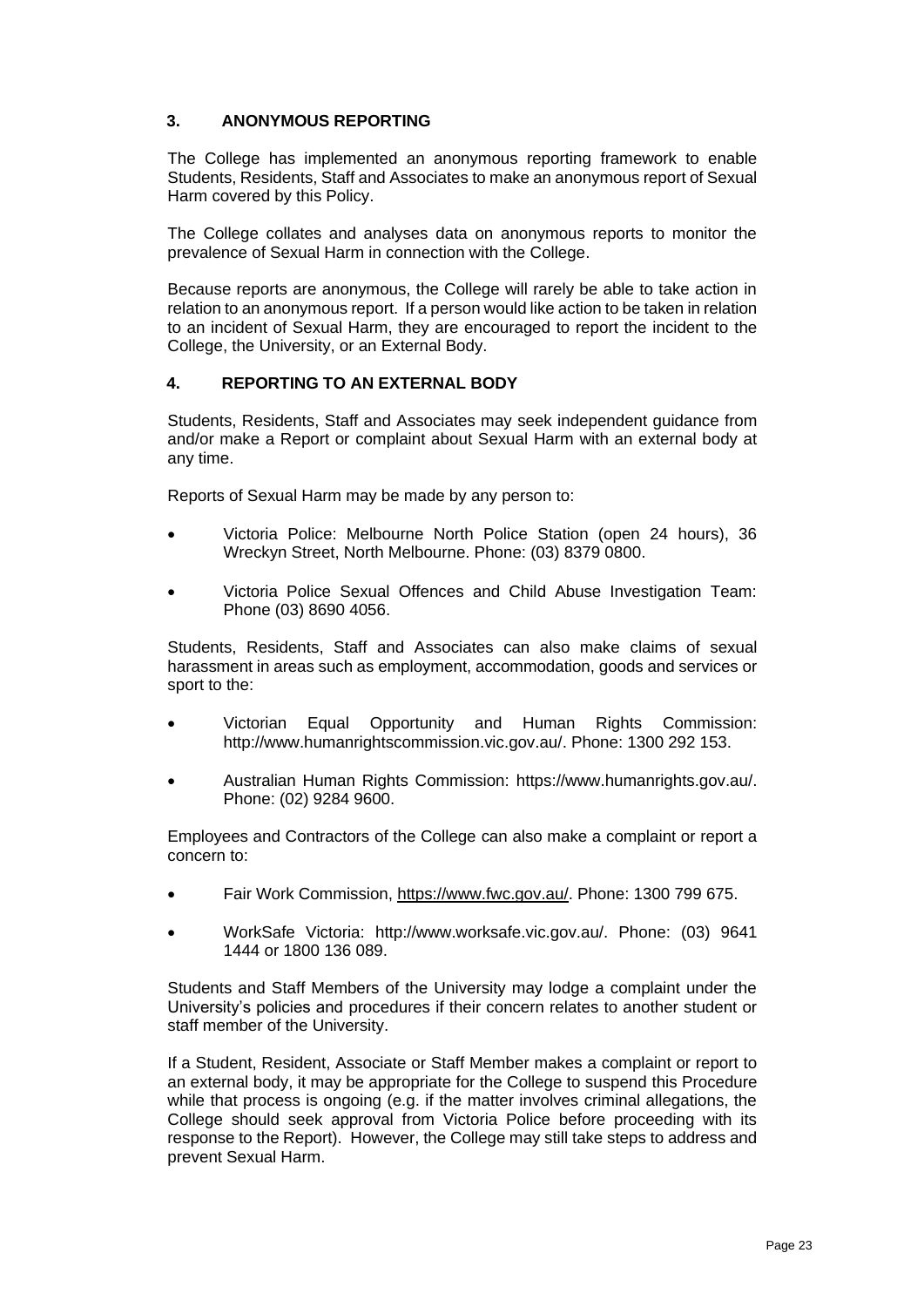## 3. ANONYMOUS REPORTING

The College has implemented an anonymous reporting framework to enable Students, Residents, Staff and Associates to make an anonymous report of Sexual Harm covered by this Policy.

The College collates and analyses data on anonymous reports to monitor the prevalence of Sexual Harm in connection with the College.

Because reports are anonymous, the College will rarely be able to take action in relation to an anonymous report. If a person would like action to be taken in relation to an incident of Sexual Harm, they are encouraged to report the incident to the College, the University, or an External Body.

## 4. REPORTING TO AN EXTERNAL BODY

Students, Residents, Staff and Associates may seek independent guidance from and/or make a Report or complaint about Sexual Harm with an external body at any time.

Reports of Sexual Harm may be made by any person to:

- Victoria Police: Melbourne North Police Station (open 24 hours), 36 Wreckyn Street, North Melbourne. Phone: (03) 8379 0800.
- Victoria Police Sexual Offences and Child Abuse Investigation Team: Phone (03) 8690 4056.

Students, Residents, Staff and Associates can also make claims of sexual harassment in areas such as employment, accommodation, goods and services or sport to the:

- Victorian Equal Opportunity and Human Rights Commission: http://www.humanrightscommission.vic.gov.au/. Phone: 1300 292 153.
- Australian Human Rights Commission: https://www.humanrights.gov.au/. Phone: (02) 9284 9600.

Employees and Contractors of the College can also make a complaint or report a concern to:

- Fair Work Commission, https://www.fwc.gov.au/. Phone: 1300 799 675.
- WorkSafe Victoria: http://www.worksafe.vic.gov.au/. Phone: (03) 9641 1444 or 1800 136 089.

Students and Staff Members of the University may lodge a complaint under the University's policies and procedures if their concern relates to another student or staff member of the University.

If a Student, Resident, Associate or Staff Member makes a complaint or report to an external body, it may be appropriate for the College to suspend this Procedure while that process is ongoing (e.g. if the matter involves criminal allegations, the College should seek approval from Victoria Police before proceeding with its response to the Report). However, the College may still take steps to address and prevent Sexual Harm.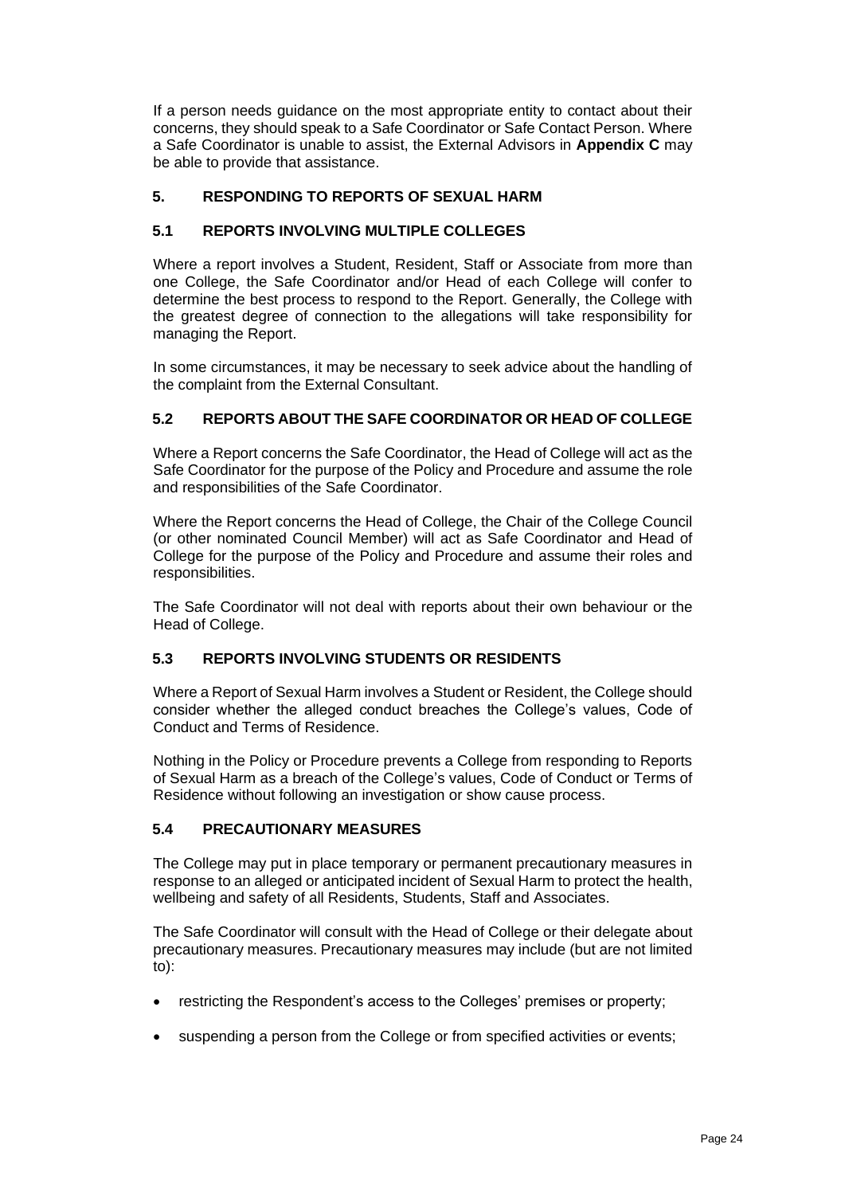If a person needs guidance on the most appropriate entity to contact about their concerns, they should speak to a Safe Coordinator or Safe Contact Person. Where a Safe Coordinator is unable to assist, the External Advisors in **Appendix C** may be able to provide that assistance.

## 5. RESPONDING TO REPORTS OF SEXUAL HARM

### 5.1 REPORTS INVOLVING MULTIPLE COLLEGES

Where a report involves a Student, Resident, Staff or Associate from more than one College, the Safe Coordinator and/or Head of each College will confer to determine the best process to respond to the Report. Generally, the College with the greatest degree of connection to the allegations will take responsibility for managing the Report.

In some circumstances, it may be necessary to seek advice about the handling of the complaint from the External Consultant.

### 5.2 REPORTS ABOUT THE SAFE COORDINATOR OR HEAD OF COLLEGE

Where a Report concerns the Safe Coordinator, the Head of College will act as the Safe Coordinator for the purpose of the Policy and Procedure and assume the role and responsibilities of the Safe Coordinator.

Where the Report concerns the Head of College, the Chair of the College Council (or other nominated Council Member) will act as Safe Coordinator and Head of College for the purpose of the Policy and Procedure and assume their roles and responsibilities.

The Safe Coordinator will not deal with reports about their own behaviour or the Head of College.

### 5.3 REPORTS INVOLVING STUDENTS OR RESIDENTS

Where a Report of Sexual Harm involves a Student or Resident, the College should consider whether the alleged conduct breaches the College's values, Code of Conduct and Terms of Residence.

Nothing in the Policy or Procedure prevents a College from responding to Reports of Sexual Harm as a breach of the College's values, Code of Conduct or Terms of Residence without following an investigation or show cause process.

### 5.4 PRECAUTIONARY MEASURES

The College may put in place temporary or permanent precautionary measures in response to an alleged or anticipated incident of Sexual Harm to protect the health, wellbeing and safety of all Residents, Students, Staff and Associates.

The Safe Coordinator will consult with the Head of College or their delegate about precautionary measures. Precautionary measures may include (but are not limited to):

- restricting the Respondent's access to the Colleges' premises or property;
- suspending a person from the College or from specified activities or events;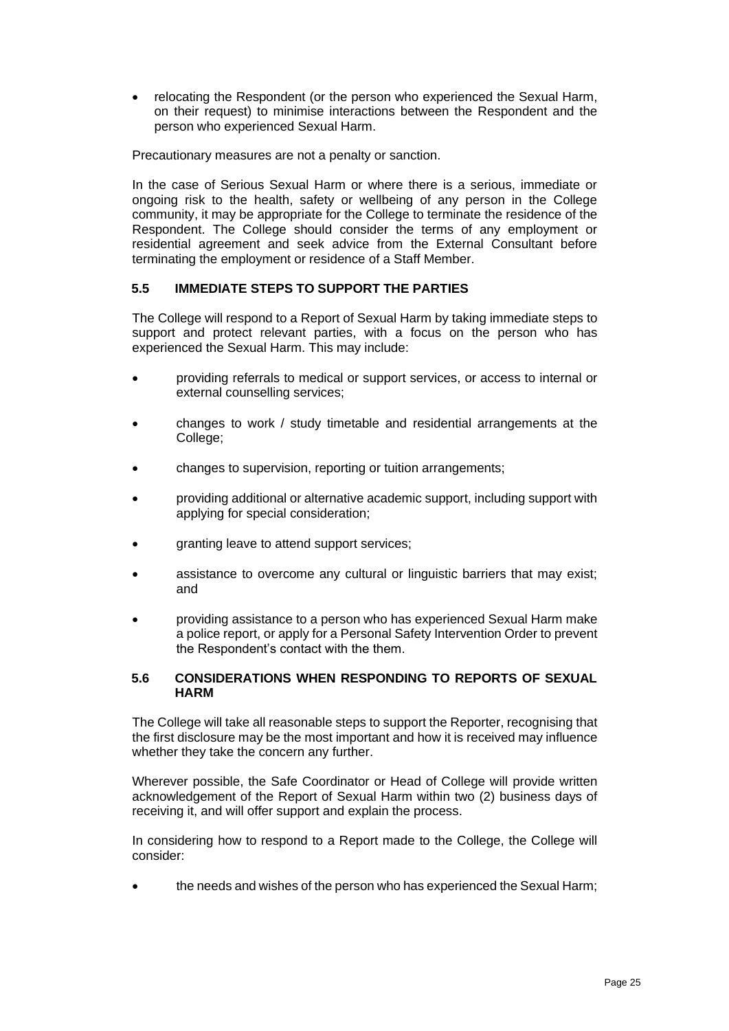- relocating the Respondent (or the person who experienced the Sexual Harm, on their request) to minimise interactions between the Respondent and the person who experienced Sexual Harm.

Precautionary measures are not a penalty or sanction.

In the case of Serious Sexual Harm or where there is a serious, immediate or ongoing risk to the health, safety or wellbeing of any person in the College community, it may be appropriate for the College to terminate the residence of the Respondent. The College should consider the terms of any employment or residential agreement and seek advice from the External Consultant before terminating the employment or residence of a Staff Member.

### 5.5 IMMEDIATE STEPS TO SUPPORT THE PARTIES

The College will respond to a Report of Sexual Harm by taking immediate steps to support and protect relevant parties, with a focus on the person who has experienced the Sexual Harm. This may include:

- providing referrals to medical or support services, or access to internal or external counselling services;
- changes to work / study timetable and residential arrangements at the College;
- changes to supervision, reporting or tuition arrangements;
- providing additional or alternative academic support, including support with applying for special consideration;
- granting leave to attend support services;
- assistance to overcome any cultural or linguistic barriers that may exist; and
- providing assistance to a person who has experienced Sexual Harm make a police report, or apply for a Personal Safety Intervention Order to prevent the Respondent's contact with the them.

### 5.6 CONSIDERATIONS WHEN RESPONDING TO REPORTS OF SEXUAL HARM

The College will take all reasonable steps to support the Reporter, recognising that the first disclosure may be the most important and how it is received may influence whether they take the concern any further.

Wherever possible, the Safe Coordinator or Head of College will provide written acknowledgement of the Report of Sexual Harm within two (2) business days of receiving it, and will offer support and explain the process.

In considering how to respond to a Report made to the College, the College will consider:

- the needs and wishes of the person who has experienced the Sexual Harm;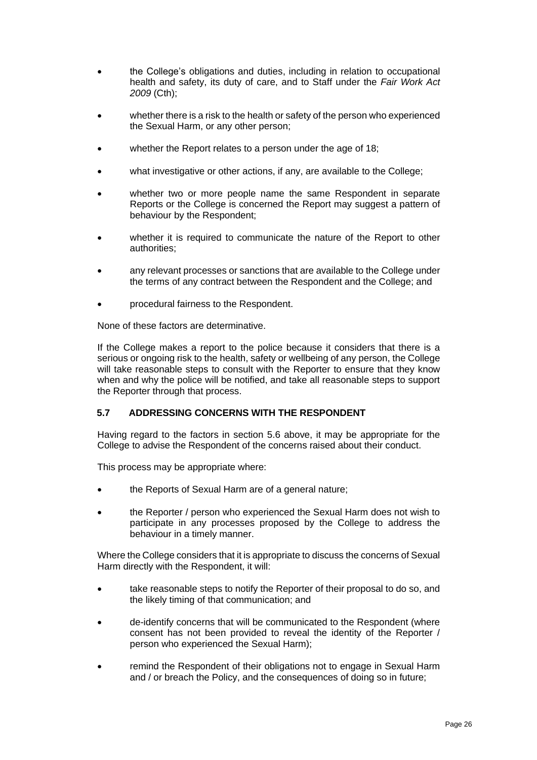- the College's obligations and duties, including in relation to occupational health and safety, its duty of care, and to Staff under the *Fair Work Act 2009* (Cth);
- whether there is a risk to the health or safety of the person who experienced the Sexual Harm, or any other person;
- whether the Report relates to a person under the age of 18;
- what investigative or other actions, if any, are available to the College;
- whether two or more people name the same Respondent in separate Reports or the College is concerned the Report may suggest a pattern of behaviour by the Respondent;
- whether it is required to communicate the nature of the Report to other authorities;
- any relevant processes or sanctions that are available to the College under the terms of any contract between the Respondent and the College; and
- procedural fairness to the Respondent.

None of these factors are determinative.

If the College makes a report to the police because it considers that there is a serious or ongoing risk to the health, safety or wellbeing of any person, the College will take reasonable steps to consult with the Reporter to ensure that they know when and why the police will be notified, and take all reasonable steps to support the Reporter through that process.

### 5.7 ADDRESSING CONCERNS WITH THE RESPONDENT

Having regard to the factors in section 5.6 above, it may be appropriate for the College to advise the Respondent of the concerns raised about their conduct.

This process may be appropriate where:

- the Reports of Sexual Harm are of a general nature;
- the Reporter / person who experienced the Sexual Harm does not wish to participate in any processes proposed by the College to address the behaviour in a timely manner.

Where the College considers that it is appropriate to discuss the concerns of Sexual Harm directly with the Respondent, it will:

- take reasonable steps to notify the Reporter of their proposal to do so, and the likely timing of that communication; and
- de-identify concerns that will be communicated to the Respondent (where consent has not been provided to reveal the identity of the Reporter / person who experienced the Sexual Harm);
- remind the Respondent of their obligations not to engage in Sexual Harm and / or breach the Policy, and the consequences of doing so in future;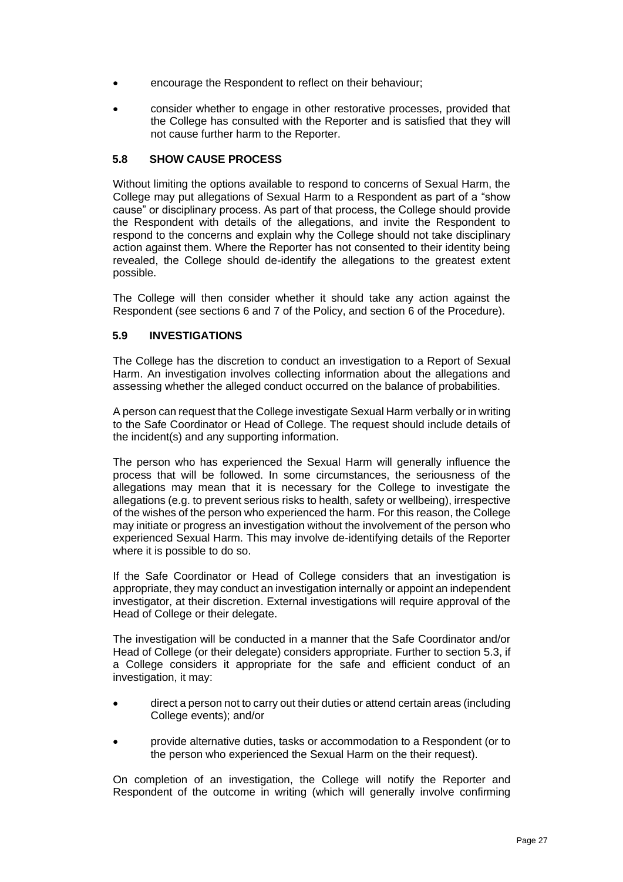- encourage the Respondent to reflect on their behaviour;
- consider whether to engage in other restorative processes, provided that the College has consulted with the Reporter and is satisfied that they will not cause further harm to the Reporter.

### 5.8 SHOW CAUSE PROCESS

Without limiting the options available to respond to concerns of Sexual Harm, the College may put allegations of Sexual Harm to a Respondent as part of a "show cause" or disciplinary process. As part of that process, the College should provide the Respondent with details of the allegations, and invite the Respondent to respond to the concerns and explain why the College should not take disciplinary action against them. Where the Reporter has not consented to their identity being revealed, the College should de-identify the allegations to the greatest extent possible.

The College will then consider whether it should take any action against the Respondent (see sections 6 and 7 of the Policy, and section 6 of the Procedure).

### 5.9 INVESTIGATIONS

The College has the discretion to conduct an investigation to a Report of Sexual Harm. An investigation involves collecting information about the allegations and assessing whether the alleged conduct occurred on the balance of probabilities.

A person can request that the College investigate Sexual Harm verbally or in writing to the Safe Coordinator or Head of College. The request should include details of the incident(s) and any supporting information.

The person who has experienced the Sexual Harm will generally influence the process that will be followed. In some circumstances, the seriousness of the allegations may mean that it is necessary for the College to investigate the allegations (e.g. to prevent serious risks to health, safety or wellbeing), irrespective of the wishes of the person who experienced the harm. For this reason, the College may initiate or progress an investigation without the involvement of the person who experienced Sexual Harm. This may involve de-identifying details of the Reporter where it is possible to do so.

If the Safe Coordinator or Head of College considers that an investigation is appropriate, they may conduct an investigation internally or appoint an independent investigator, at their discretion. External investigations will require approval of the Head of College or their delegate.

The investigation will be conducted in a manner that the Safe Coordinator and/or Head of College (or their delegate) considers appropriate. Further to section 5.3, if a College considers it appropriate for the safe and efficient conduct of an investigation, it may:

- direct a person not to carry out their duties or attend certain areas (including College events); and/or
- provide alternative duties, tasks or accommodation to a Respondent (or to the person who experienced the Sexual Harm on the their request).

On completion of an investigation, the College will notify the Reporter and Respondent of the outcome in writing (which will generally involve confirming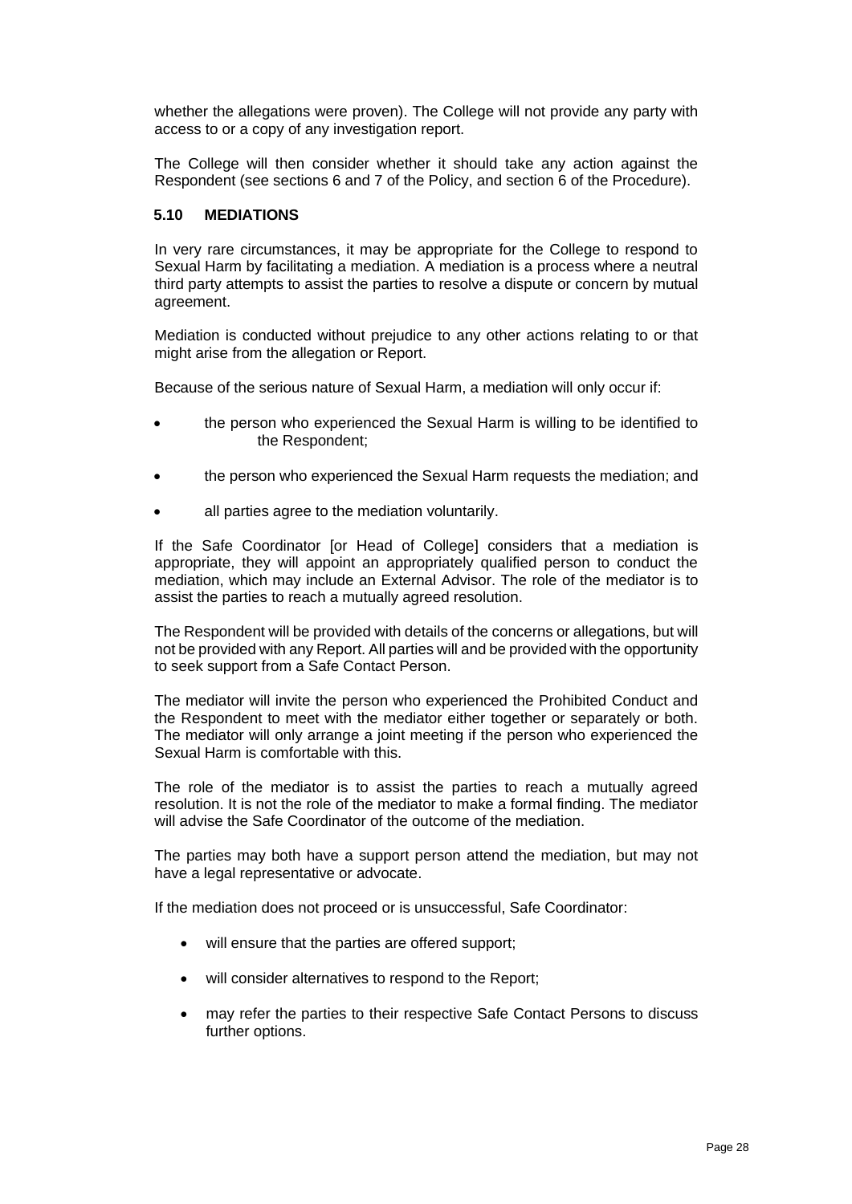whether the allegations were proven). The College will not provide any party with access to or a copy of any investigation report.

The College will then consider whether it should take any action against the Respondent (see sections 6 and 7 of the Policy, and section 6 of the Procedure).

### 5.10 MEDIATIONS

In very rare circumstances, it may be appropriate for the College to respond to Sexual Harm by facilitating a mediation. A mediation is a process where a neutral third party attempts to assist the parties to resolve a dispute or concern by mutual agreement.

Mediation is conducted without prejudice to any other actions relating to or that might arise from the allegation or Report.

Because of the serious nature of Sexual Harm, a mediation will only occur if:

- the person who experienced the Sexual Harm is willing to be identified to the Respondent;
- the person who experienced the Sexual Harm requests the mediation; and
- all parties agree to the mediation voluntarily.

If the Safe Coordinator [or Head of College] considers that a mediation is appropriate, they will appoint an appropriately qualified person to conduct the mediation, which may include an External Advisor. The role of the mediator is to assist the parties to reach a mutually agreed resolution.

The Respondent will be provided with details of the concerns or allegations, but will not be provided with any Report. All parties will and be provided with the opportunity to seek support from a Safe Contact Person.

The mediator will invite the person who experienced the Prohibited Conduct and the Respondent to meet with the mediator either together or separately or both. The mediator will only arrange a joint meeting if the person who experienced the Sexual Harm is comfortable with this.

The role of the mediator is to assist the parties to reach a mutually agreed resolution. It is not the role of the mediator to make a formal finding. The mediator will advise the Safe Coordinator of the outcome of the mediation.

The parties may both have a support person attend the mediation, but may not have a legal representative or advocate.

If the mediation does not proceed or is unsuccessful, Safe Coordinator:

- will ensure that the parties are offered support;
- will consider alternatives to respond to the Report;
- may refer the parties to their respective Safe Contact Persons to discuss further options.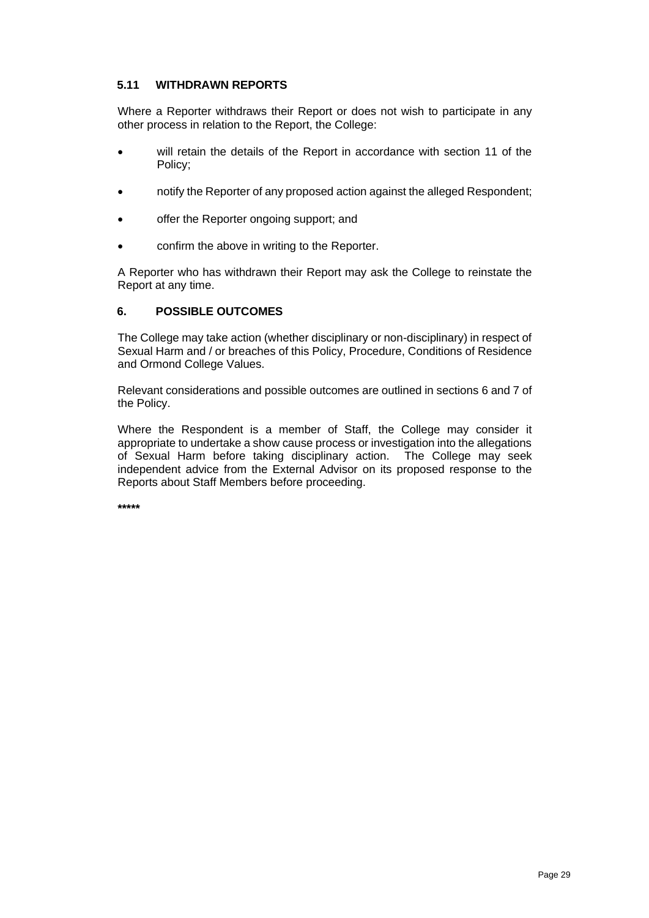### 5.11 WITHDRAWN REPORTS

Where a Reporter withdraws their Report or does not wish to participate in any other process in relation to the Report, the College:

- will retain the details of the Report in accordance with section 11 of the Policy;
- notify the Reporter of any proposed action against the alleged Respondent;
- offer the Reporter ongoing support; and
- confirm the above in writing to the Reporter.

A Reporter who has withdrawn their Report may ask the College to reinstate the Report at any time.

## 6. POSSIBLE OUTCOMES

The College may take action (whether disciplinary or non-disciplinary) in respect of Sexual Harm and / or breaches of this Policy, Procedure, Conditions of Residence and Ormond College Values.

Relevant considerations and possible outcomes are outlined in sections 6 and 7 of the Policy.

Where the Respondent is a member of Staff, the College may consider it appropriate to undertake a show cause process or investigation into the allegations of Sexual Harm before taking disciplinary action. The College may seek independent advice from the External Advisor on its proposed response to the Reports about Staff Members before proceeding.

**\*\*\*\*\***